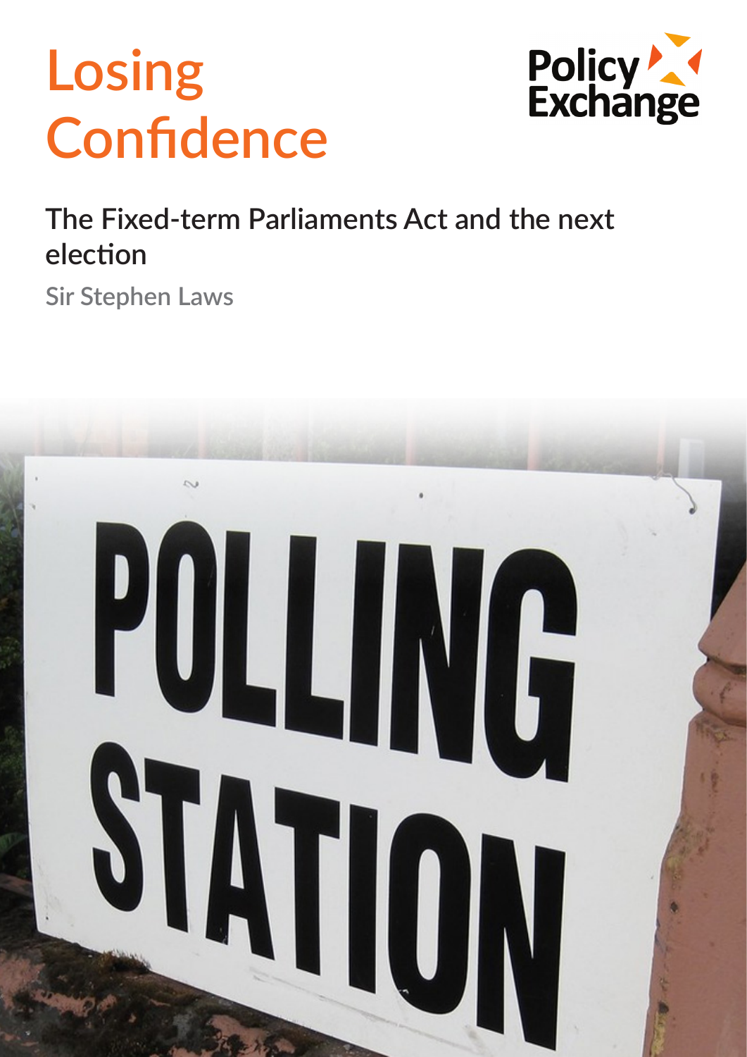# Losing Confidence

Policy Exchange

## The Fixed-term Parliaments Act and the next election

Sir Stephen Laws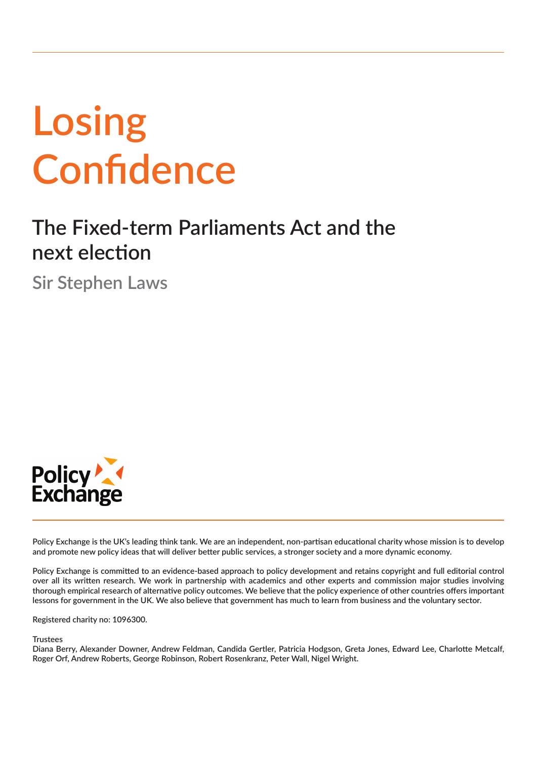# Losing Confidence

## The Fixed-term Parliaments Act and the next election

### Sir Stephen Laws

Policy Exchange

Policy Exchange is the UK's leading think tank. We are an independent, non-partisan educational charity whose mission is to develop and promote new policy ideas that will deliver better public services, a stronger society and a more dynamic economy.

Policy Exchange is committed to an evidence-based approach to policy development and retains copyright and full editorial control over all its written research. We work in partnership with academics and other experts and commission major studies involving thorough empirical research of alternative policy outcomes. We believe that the policy experience of other countries offers important lessons for government in the UK. We also believe that government has much to learn from business and the voluntary sector.

Registered charity no: 1096300.

Trustees
Diana Berry, Alexander Downer, Andrew Feldman, Candida Gertler, Patricia Hodgson, Greta Jones, Edward Lee, Charlotte Metcalf, Roger Orf, Andrew Roberts, George Robinson, Robert Rosenkranz, Peter Wall, Nigel Wright.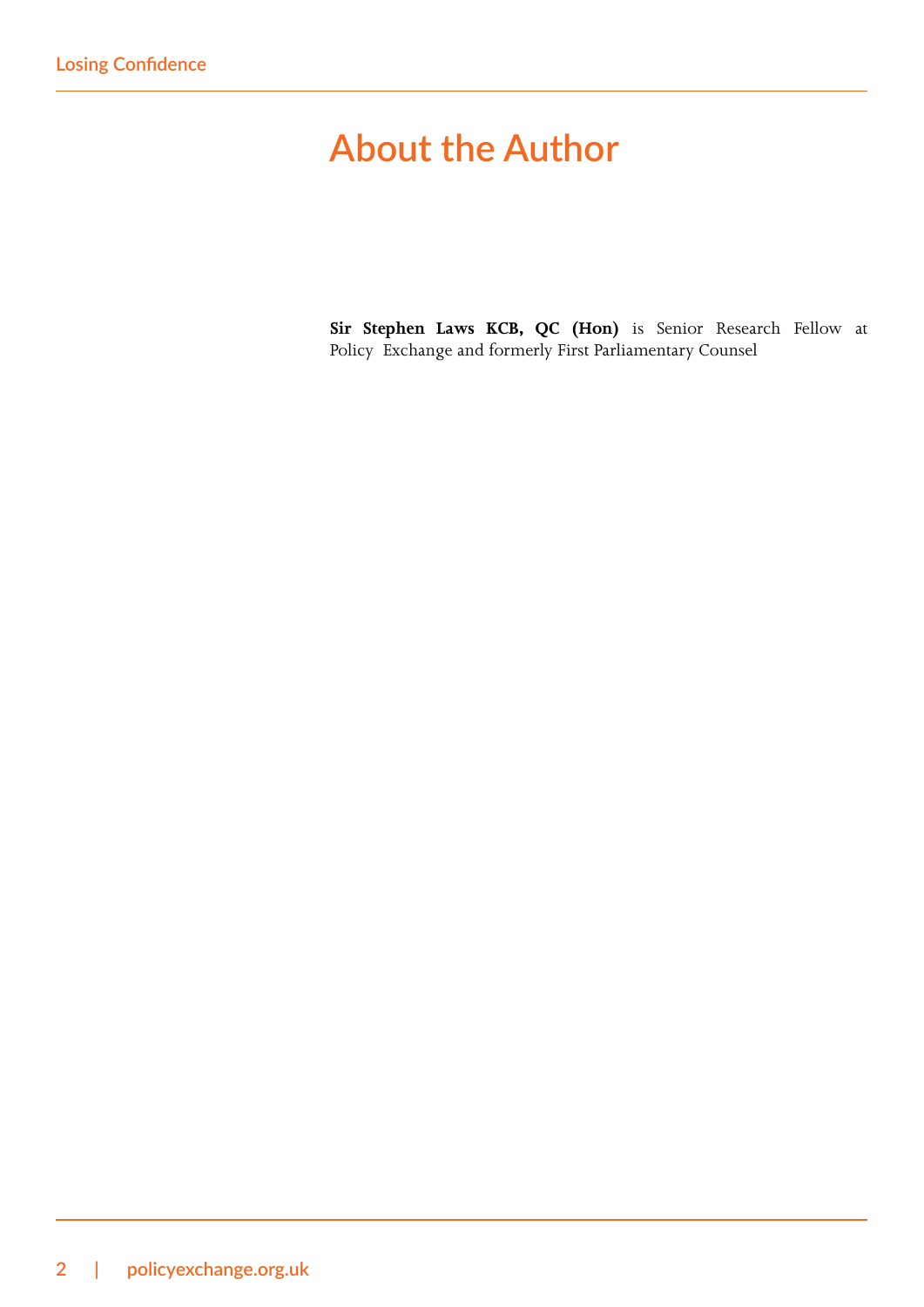# About the Author

**Sir Stephen Laws KCB, QC (Hon)** is Senior Research Fellow at Policy Exchange and formerly First Parliamentary Counsel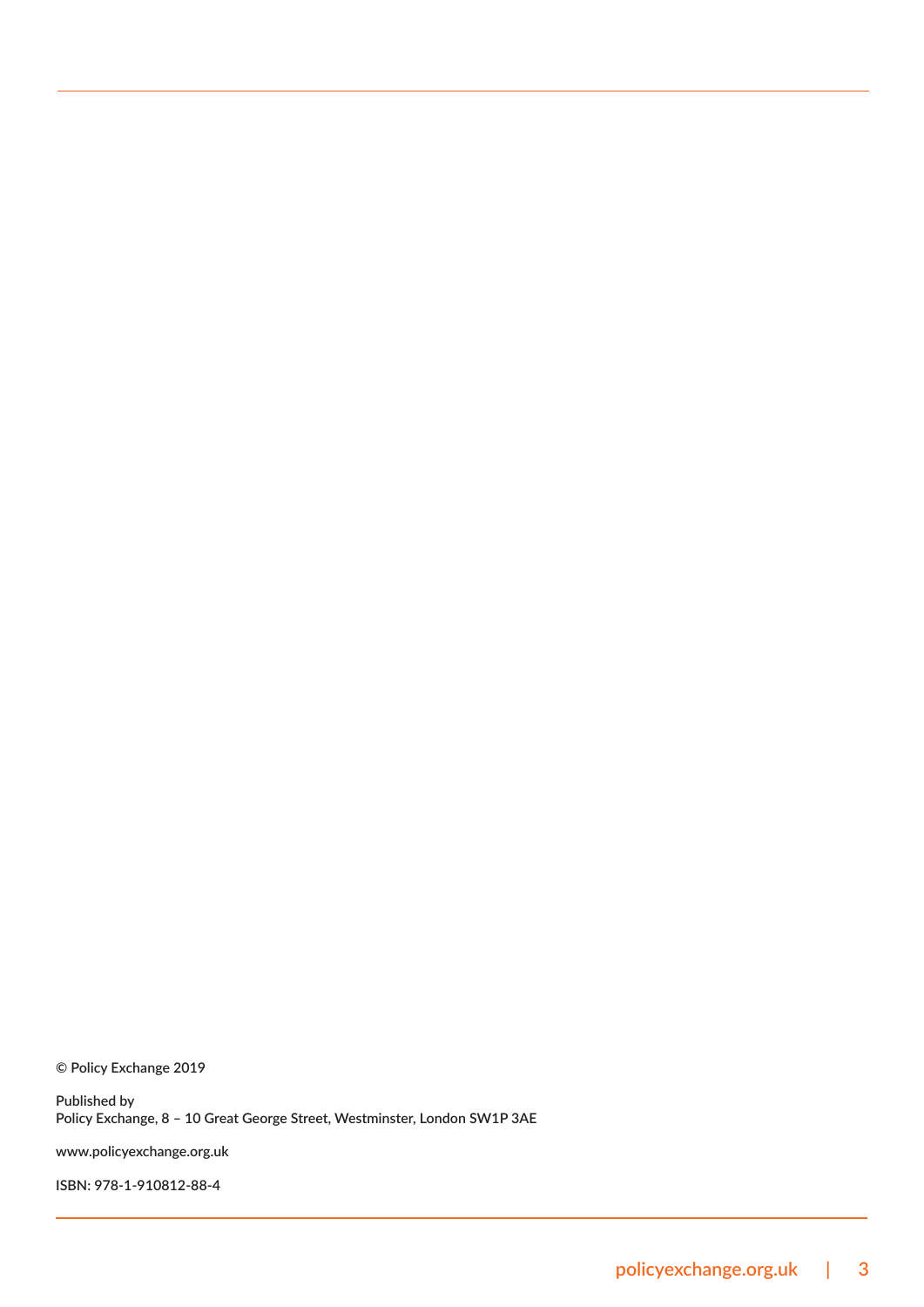© Policy Exchange 2019

Published by
Policy Exchange, 8 – 10 Great George Street, Westminster, London SW1P 3AE

www.policyexchange.org.uk

ISBN: 978-1-910812-88-4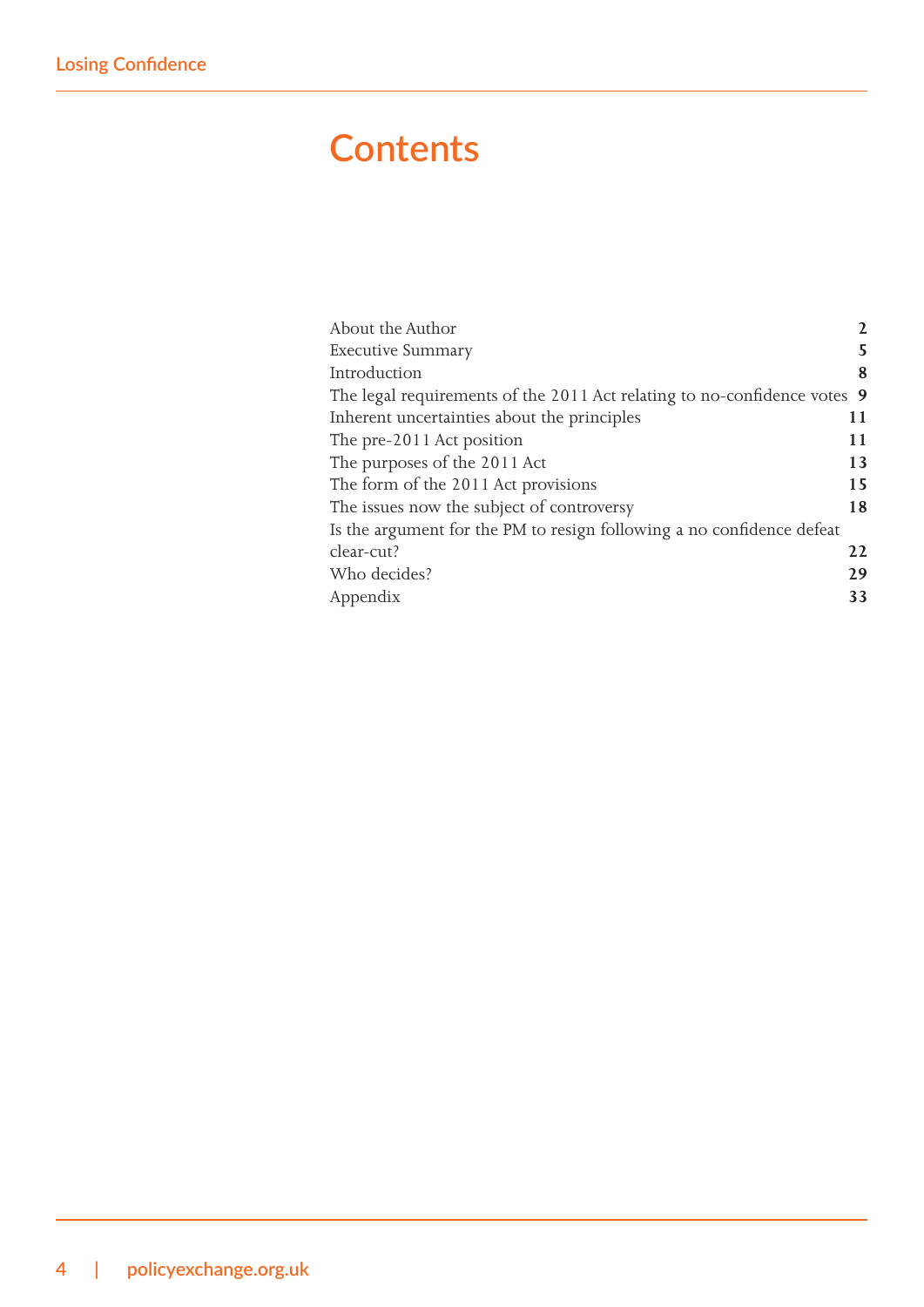# Contents

| | |
|---|---|
| About the Author | **2** |
| Executive Summary | **5** |
| Introduction | **8** |
| The legal requirements of the 2011 Act relating to no-confidence votes | **9** |
| Inherent uncertainties about the principles | **11** |
| The pre-2011 Act position | **11** |
| The purposes of the 2011 Act | **13** |
| The form of the 2011 Act provisions | **15** |
| The issues now the subject of controversy | **18** |
| Is the argument for the PM to resign following a no confidence defeat clear-cut? | **22** |
| Who decides? | **29** |
| Appendix | **33** |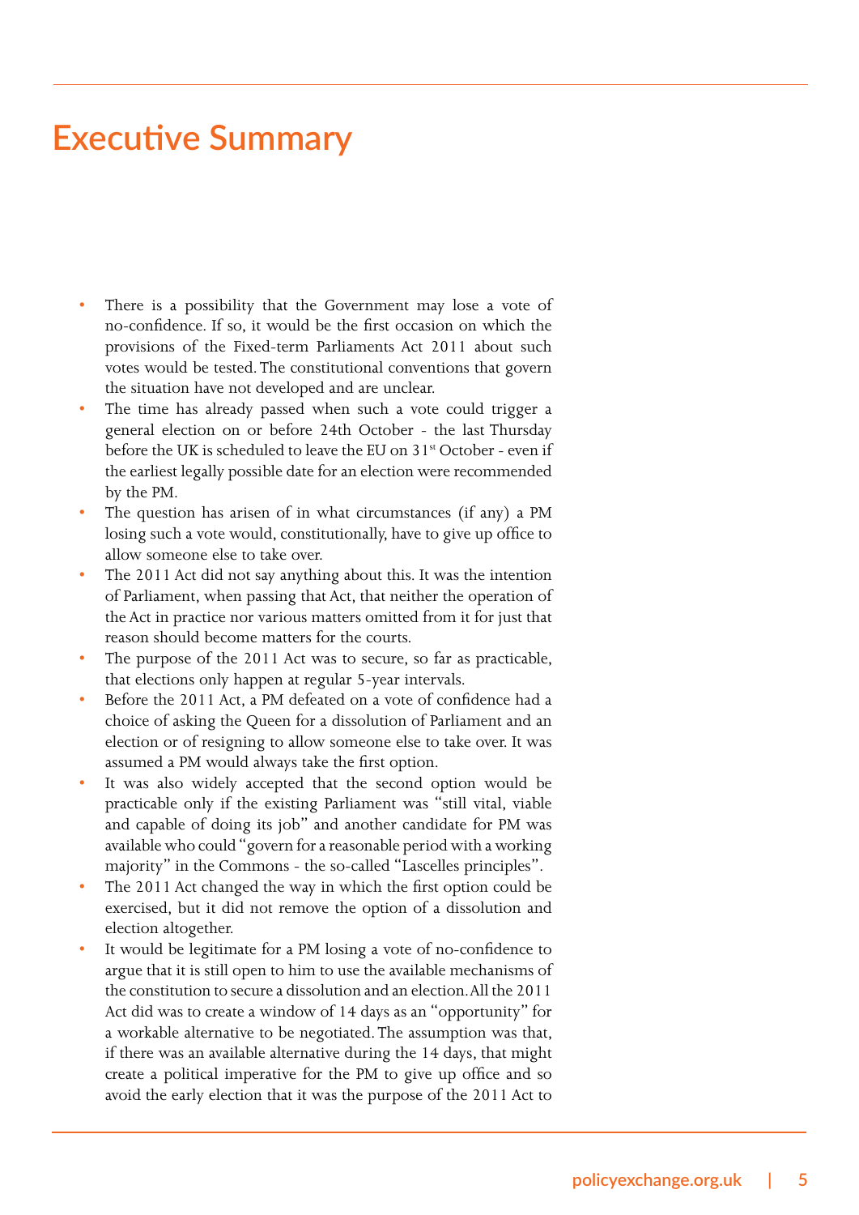# Executive Summary

- There is a possibility that the Government may lose a vote of no-confidence. If so, it would be the first occasion on which the provisions of the Fixed-term Parliaments Act 2011 about such votes would be tested. The constitutional conventions that govern the situation have not developed and are unclear.
- The time has already passed when such a vote could trigger a general election on or before 24th October - the last Thursday before the UK is scheduled to leave the EU on 31st October - even if the earliest legally possible date for an election were recommended by the PM.
- The question has arisen of in what circumstances (if any) a PM losing such a vote would, constitutionally, have to give up office to allow someone else to take over.
- The 2011 Act did not say anything about this. It was the intention of Parliament, when passing that Act, that neither the operation of the Act in practice nor various matters omitted from it for just that reason should become matters for the courts.
- The purpose of the 2011 Act was to secure, so far as practicable, that elections only happen at regular 5-year intervals.
- Before the 2011 Act, a PM defeated on a vote of confidence had a choice of asking the Queen for a dissolution of Parliament and an election or of resigning to allow someone else to take over. It was assumed a PM would always take the first option.
- It was also widely accepted that the second option would be practicable only if the existing Parliament was "still vital, viable and capable of doing its job" and another candidate for PM was available who could "govern for a reasonable period with a working majority" in the Commons - the so-called "Lascelles principles".
- The 2011 Act changed the way in which the first option could be exercised, but it did not remove the option of a dissolution and election altogether.
- It would be legitimate for a PM losing a vote of no-confidence to argue that it is still open to him to use the available mechanisms of the constitution to secure a dissolution and an election. All the 2011 Act did was to create a window of 14 days as an "opportunity" for a workable alternative to be negotiated. The assumption was that, if there was an available alternative during the 14 days, that might create a political imperative for the PM to give up office and so avoid the early election that it was the purpose of the 2011 Act to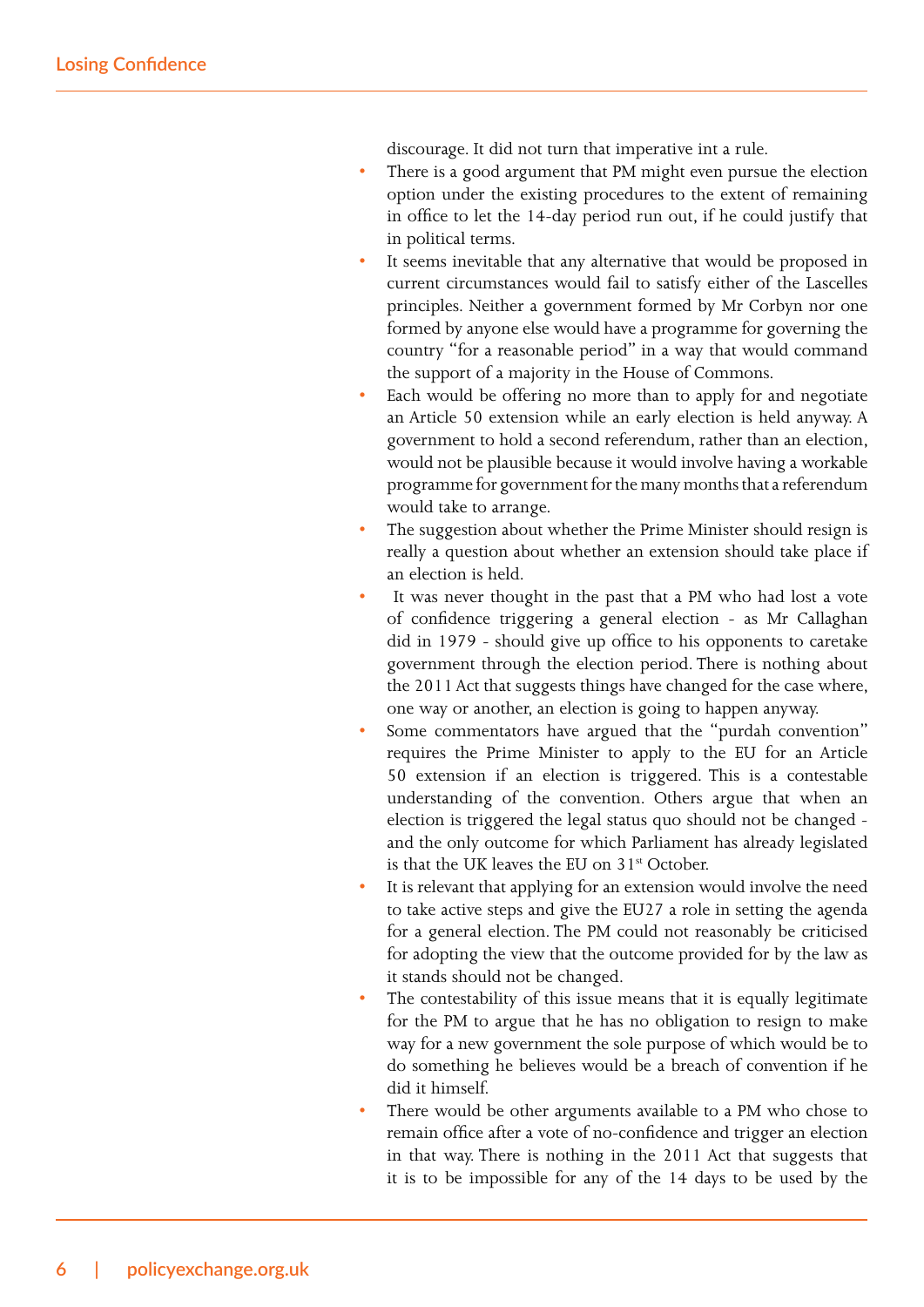discourage. It did not turn that imperative int a rule.

- There is a good argument that PM might even pursue the election option under the existing procedures to the extent of remaining in office to let the 14-day period run out, if he could justify that in political terms.
- It seems inevitable that any alternative that would be proposed in current circumstances would fail to satisfy either of the Lascelles principles. Neither a government formed by Mr Corbyn nor one formed by anyone else would have a programme for governing the country "for a reasonable period" in a way that would command the support of a majority in the House of Commons.
- Each would be offering no more than to apply for and negotiate an Article 50 extension while an early election is held anyway. A government to hold a second referendum, rather than an election, would not be plausible because it would involve having a workable programme for government for the many months that a referendum would take to arrange.
- The suggestion about whether the Prime Minister should resign is really a question about whether an extension should take place if an election is held.
- It was never thought in the past that a PM who had lost a vote of confidence triggering a general election - as Mr Callaghan did in 1979 - should give up office to his opponents to caretake government through the election period. There is nothing about the 2011 Act that suggests things have changed for the case where, one way or another, an election is going to happen anyway.
- Some commentators have argued that the "purdah convention" requires the Prime Minister to apply to the EU for an Article 50 extension if an election is triggered. This is a contestable understanding of the convention. Others argue that when an election is triggered the legal status quo should not be changed - and the only outcome for which Parliament has already legislated is that the UK leaves the EU on 31st October.
- It is relevant that applying for an extension would involve the need to take active steps and give the EU27 a role in setting the agenda for a general election. The PM could not reasonably be criticised for adopting the view that the outcome provided for by the law as it stands should not be changed.
- The contestability of this issue means that it is equally legitimate for the PM to argue that he has no obligation to resign to make way for a new government the sole purpose of which would be to do something he believes would be a breach of convention if he did it himself.
- There would be other arguments available to a PM who chose to remain office after a vote of no-confidence and trigger an election in that way. There is nothing in the 2011 Act that suggests that it is to be impossible for any of the 14 days to be used by the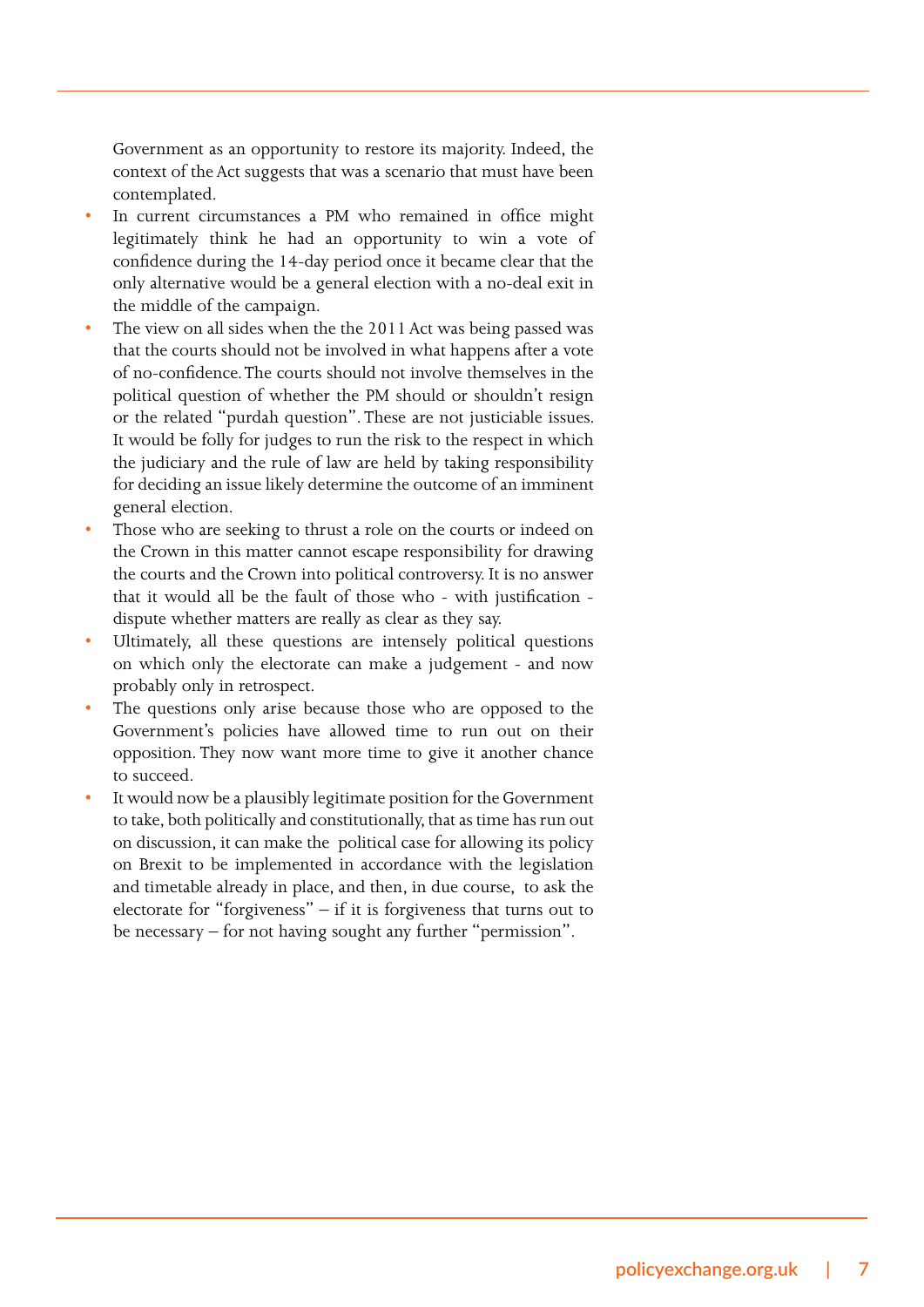Government as an opportunity to restore its majority. Indeed, the context of the Act suggests that was a scenario that must have been contemplated.

- In current circumstances a PM who remained in office might legitimately think he had an opportunity to win a vote of confidence during the 14-day period once it became clear that the only alternative would be a general election with a no-deal exit in the middle of the campaign.
- The view on all sides when the the 2011 Act was being passed was that the courts should not be involved in what happens after a vote of no-confidence. The courts should not involve themselves in the political question of whether the PM should or shouldn't resign or the related "purdah question". These are not justiciable issues. It would be folly for judges to run the risk to the respect in which the judiciary and the rule of law are held by taking responsibility for deciding an issue likely determine the outcome of an imminent general election.
- Those who are seeking to thrust a role on the courts or indeed on the Crown in this matter cannot escape responsibility for drawing the courts and the Crown into political controversy. It is no answer that it would all be the fault of those who - with justification - dispute whether matters are really as clear as they say.
- Ultimately, all these questions are intensely political questions on which only the electorate can make a judgement - and now probably only in retrospect.
- The questions only arise because those who are opposed to the Government's policies have allowed time to run out on their opposition. They now want more time to give it another chance to succeed.
- It would now be a plausibly legitimate position for the Government to take, both politically and constitutionally, that as time has run out on discussion, it can make the political case for allowing its policy on Brexit to be implemented in accordance with the legislation and timetable already in place, and then, in due course, to ask the electorate for "forgiveness" – if it is forgiveness that turns out to be necessary – for not having sought any further "permission".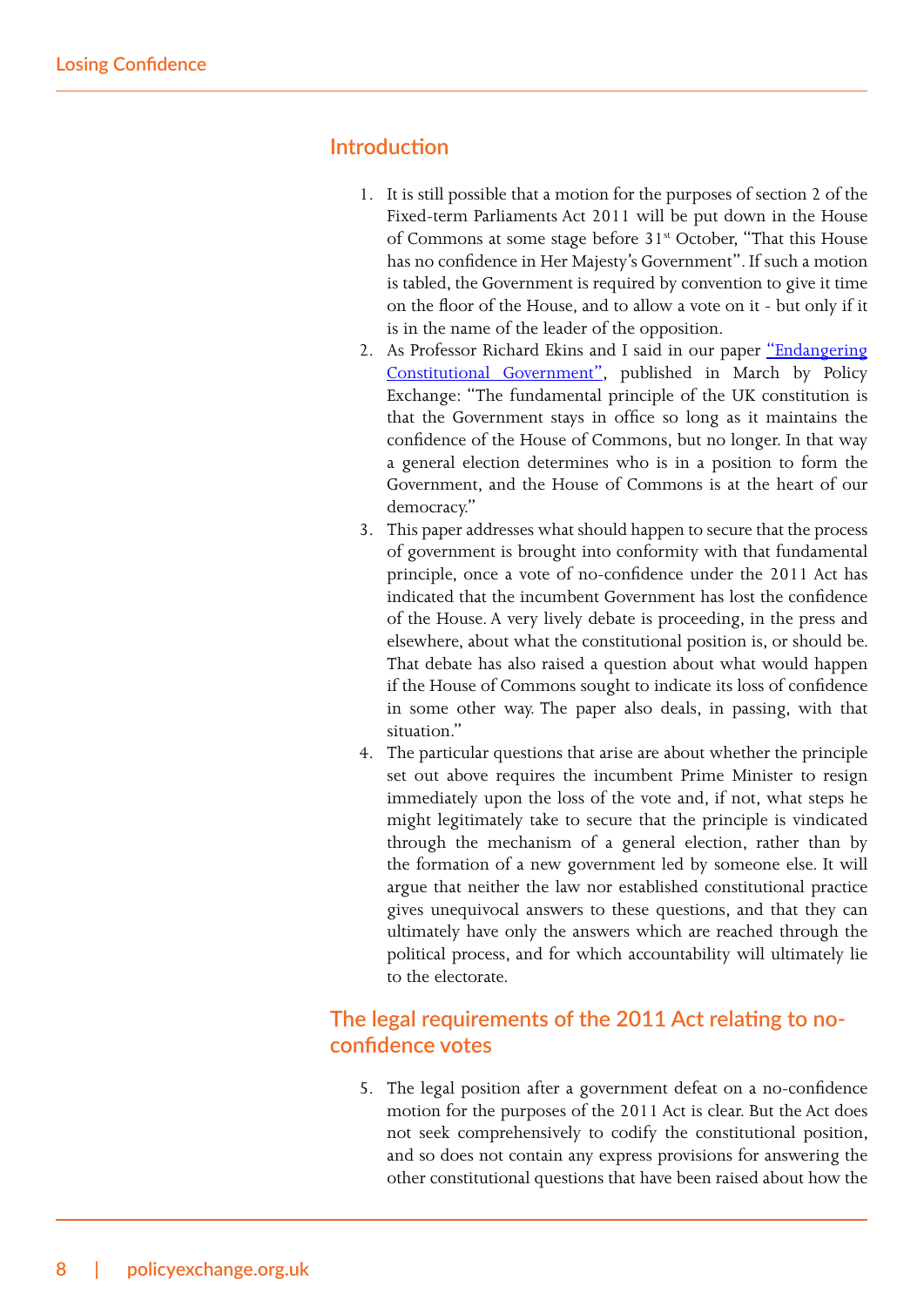## Introduction

1. It is still possible that a motion for the purposes of section 2 of the Fixed-term Parliaments Act 2011 will be put down in the House of Commons at some stage before 31st October, "That this House has no confidence in Her Majesty's Government". If such a motion is tabled, the Government is required by convention to give it time on the floor of the House, and to allow a vote on it - but only if it is in the name of the leader of the opposition.
2. As Professor Richard Ekins and I said in our paper ["Endangering Constitutional Government"](), published in March by Policy Exchange: "The fundamental principle of the UK constitution is that the Government stays in office so long as it maintains the confidence of the House of Commons, but no longer. In that way a general election determines who is in a position to form the Government, and the House of Commons is at the heart of our democracy."
3. This paper addresses what should happen to secure that the process of government is brought into conformity with that fundamental principle, once a vote of no-confidence under the 2011 Act has indicated that the incumbent Government has lost the confidence of the House. A very lively debate is proceeding, in the press and elsewhere, about what the constitutional position is, or should be. That debate has also raised a question about what would happen if the House of Commons sought to indicate its loss of confidence in some other way. The paper also deals, in passing, with that situation."
4. The particular questions that arise are about whether the principle set out above requires the incumbent Prime Minister to resign immediately upon the loss of the vote and, if not, what steps he might legitimately take to secure that the principle is vindicated through the mechanism of a general election, rather than by the formation of a new government led by someone else. It will argue that neither the law nor established constitutional practice gives unequivocal answers to these questions, and that they can ultimately have only the answers which are reached through the political process, and for which accountability will ultimately lie to the electorate.

## The legal requirements of the 2011 Act relating to no-confidence votes

5. The legal position after a government defeat on a no-confidence motion for the purposes of the 2011 Act is clear. But the Act does not seek comprehensively to codify the constitutional position, and so does not contain any express provisions for answering the other constitutional questions that have been raised about how the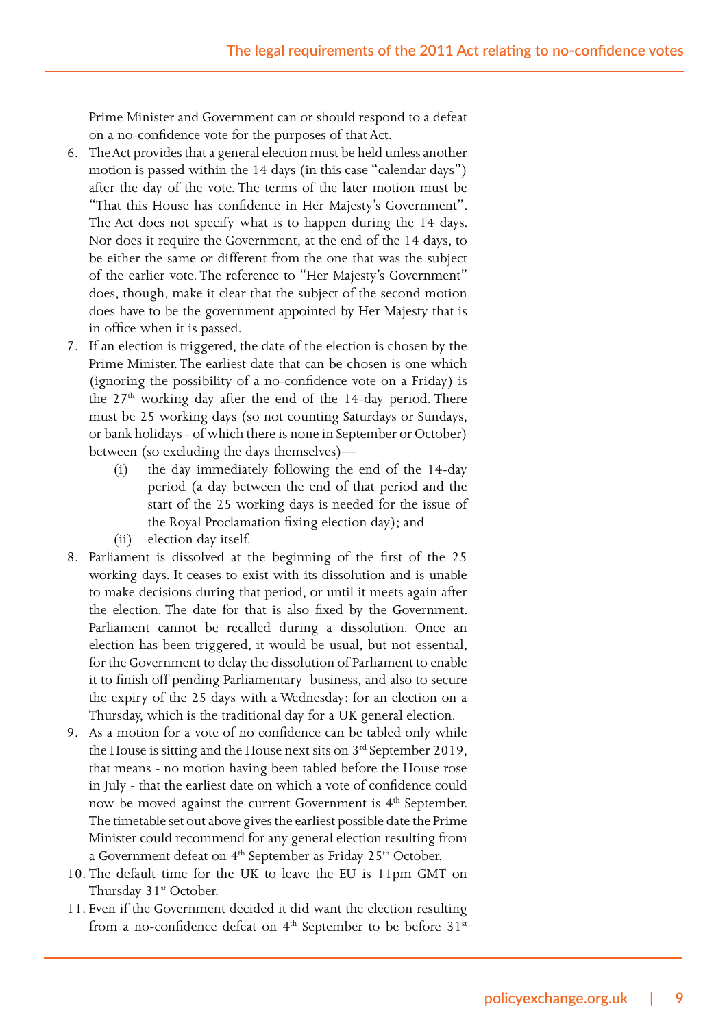Prime Minister and Government can or should respond to a defeat on a no-confidence vote for the purposes of that Act.

6. The Act provides that a general election must be held unless another motion is passed within the 14 days (in this case "calendar days") after the day of the vote. The terms of the later motion must be "That this House has confidence in Her Majesty's Government". The Act does not specify what is to happen during the 14 days. Nor does it require the Government, at the end of the 14 days, to be either the same or different from the one that was the subject of the earlier vote. The reference to "Her Majesty's Government" does, though, make it clear that the subject of the second motion does have to be the government appointed by Her Majesty that is in office when it is passed.
7. If an election is triggered, the date of the election is chosen by the Prime Minister. The earliest date that can be chosen is one which (ignoring the possibility of a no-confidence vote on a Friday) is the 27th working day after the end of the 14-day period. There must be 25 working days (so not counting Saturdays or Sundays, or bank holidays - of which there is none in September or October) between (so excluding the days themselves)—
    (i) the day immediately following the end of the 14-day period (a day between the end of that period and the start of the 25 working days is needed for the issue of the Royal Proclamation fixing election day); and
    (ii) election day itself.
8. Parliament is dissolved at the beginning of the first of the 25 working days. It ceases to exist with its dissolution and is unable to make decisions during that period, or until it meets again after the election. The date for that is also fixed by the Government. Parliament cannot be recalled during a dissolution. Once an election has been triggered, it would be usual, but not essential, for the Government to delay the dissolution of Parliament to enable it to finish off pending Parliamentary business, and also to secure the expiry of the 25 days with a Wednesday: for an election on a Thursday, which is the traditional day for a UK general election.
9. As a motion for a vote of no confidence can be tabled only while the House is sitting and the House next sits on 3rd September 2019, that means - no motion having been tabled before the House rose in July - that the earliest date on which a vote of confidence could now be moved against the current Government is 4th September. The timetable set out above gives the earliest possible date the Prime Minister could recommend for any general election resulting from a Government defeat on 4th September as Friday 25th October.
10. The default time for the UK to leave the EU is 11pm GMT on Thursday 31st October.
11. Even if the Government decided it did want the election resulting from a no-confidence defeat on 4th September to be before 31st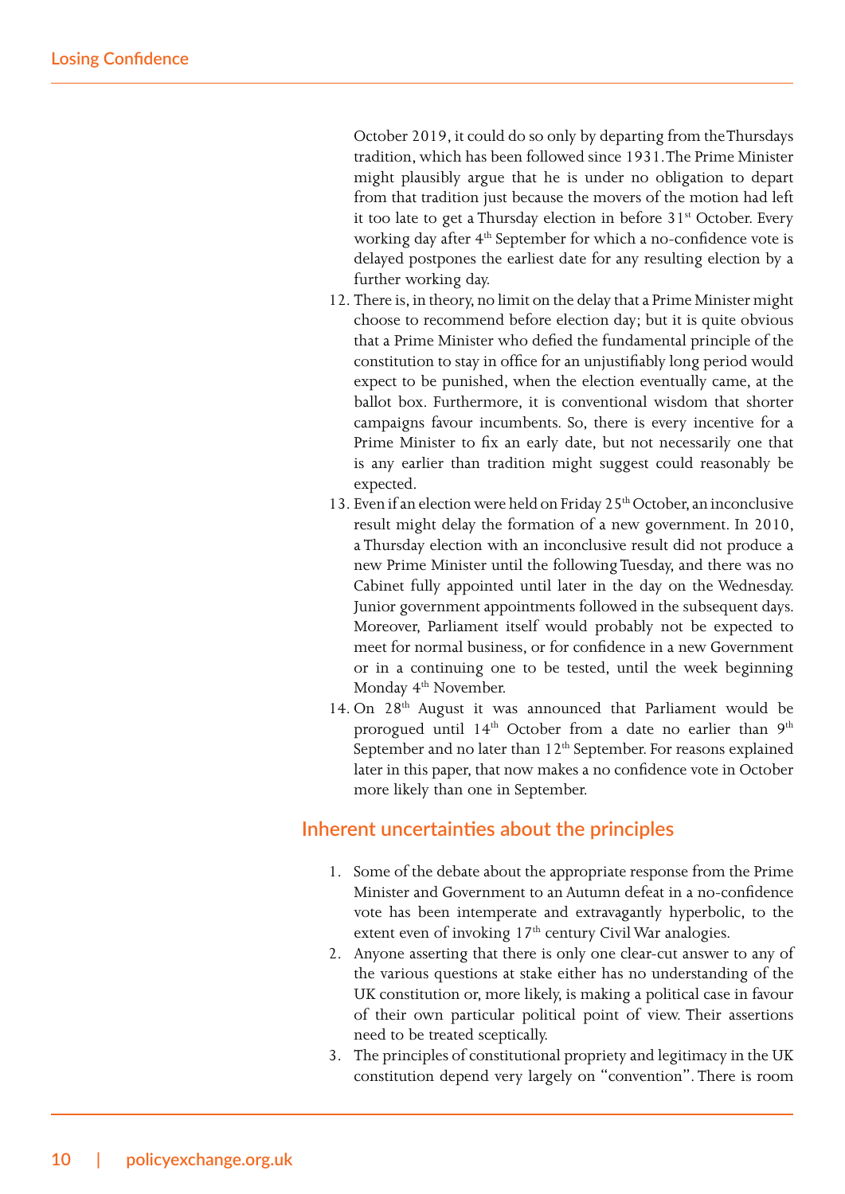October 2019, it could do so only by departing from the Thursdays tradition, which has been followed since 1931. The Prime Minister might plausibly argue that he is under no obligation to depart from that tradition just because the movers of the motion had left it too late to get a Thursday election in before 31st October. Every working day after 4th September for which a no-confidence vote is delayed postpones the earliest date for any resulting election by a further working day.

12. There is, in theory, no limit on the delay that a Prime Minister might choose to recommend before election day; but it is quite obvious that a Prime Minister who defied the fundamental principle of the constitution to stay in office for an unjustifiably long period would expect to be punished, when the election eventually came, at the ballot box. Furthermore, it is conventional wisdom that shorter campaigns favour incumbents. So, there is every incentive for a Prime Minister to fix an early date, but not necessarily one that is any earlier than tradition might suggest could reasonably be expected.
13. Even if an election were held on Friday 25th October, an inconclusive result might delay the formation of a new government. In 2010, a Thursday election with an inconclusive result did not produce a new Prime Minister until the following Tuesday, and there was no Cabinet fully appointed until later in the day on the Wednesday. Junior government appointments followed in the subsequent days. Moreover, Parliament itself would probably not be expected to meet for normal business, or for confidence in a new Government or in a continuing one to be tested, until the week beginning Monday 4th November.
14. On 28th August it was announced that Parliament would be prorogued until 14th October from a date no earlier than 9th September and no later than 12th September. For reasons explained later in this paper, that now makes a no confidence vote in October more likely than one in September.

## Inherent uncertainties about the principles

1. Some of the debate about the appropriate response from the Prime Minister and Government to an Autumn defeat in a no-confidence vote has been intemperate and extravagantly hyperbolic, to the extent even of invoking 17th century Civil War analogies.
2. Anyone asserting that there is only one clear-cut answer to any of the various questions at stake either has no understanding of the UK constitution or, more likely, is making a political case in favour of their own particular political point of view. Their assertions need to be treated sceptically.
3. The principles of constitutional propriety and legitimacy in the UK constitution depend very largely on "convention". There is room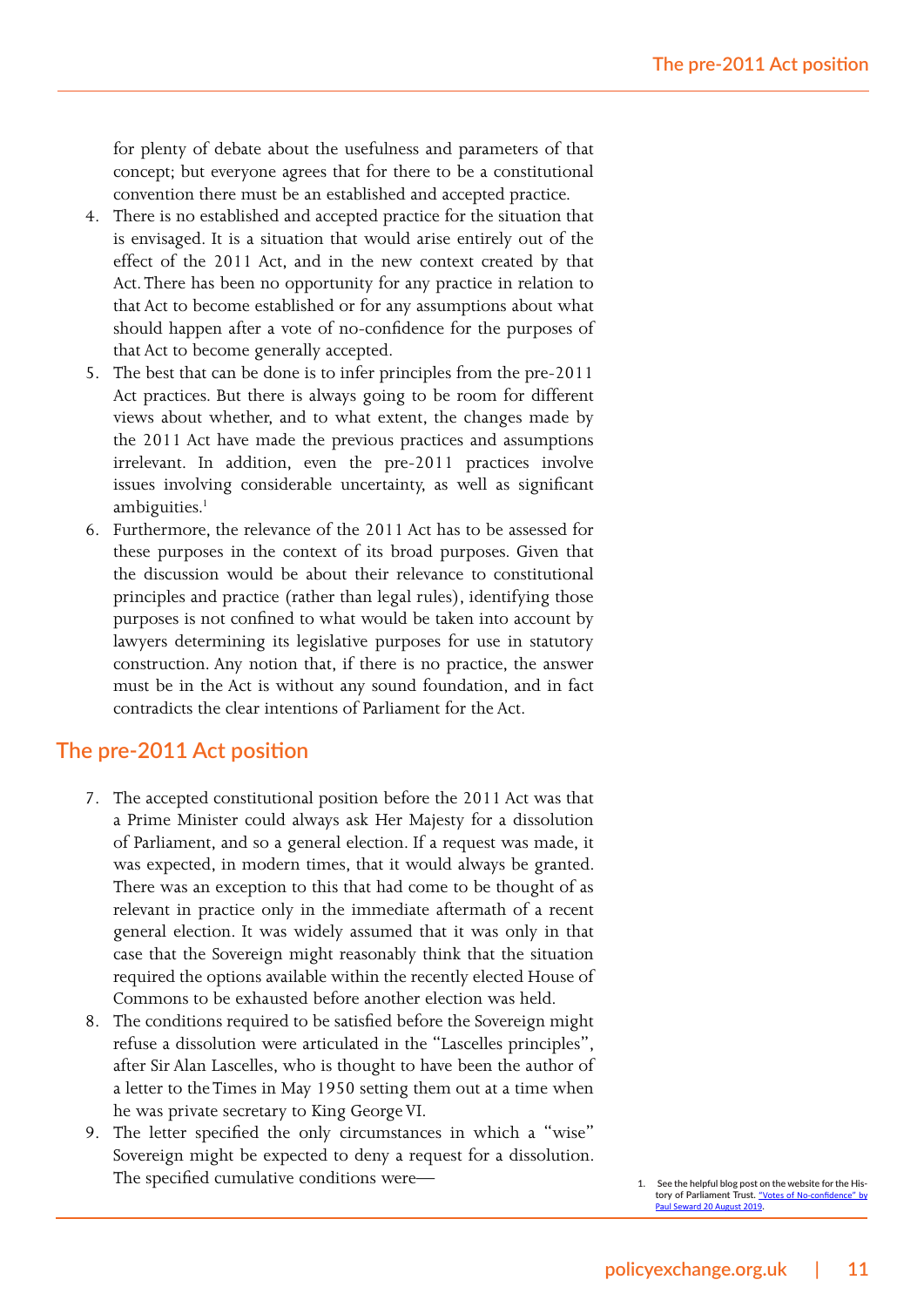for plenty of debate about the usefulness and parameters of that concept; but everyone agrees that for there to be a constitutional convention there must be an established and accepted practice.

4. There is no established and accepted practice for the situation that is envisaged. It is a situation that would arise entirely out of the effect of the 2011 Act, and in the new context created by that Act. There has been no opportunity for any practice in relation to that Act to become established or for any assumptions about what should happen after a vote of no-confidence for the purposes of that Act to become generally accepted.
5. The best that can be done is to infer principles from the pre-2011 Act practices. But there is always going to be room for different views about whether, and to what extent, the changes made by the 2011 Act have made the previous practices and assumptions irrelevant. In addition, even the pre-2011 practices involve issues involving considerable uncertainty, as well as significant ambiguities.[1]
6. Furthermore, the relevance of the 2011 Act has to be assessed for these purposes in the context of its broad purposes. Given that the discussion would be about their relevance to constitutional principles and practice (rather than legal rules), identifying those purposes is not confined to what would be taken into account by lawyers determining its legislative purposes for use in statutory construction. Any notion that, if there is no practice, the answer must be in the Act is without any sound foundation, and in fact contradicts the clear intentions of Parliament for the Act.

## The pre-2011 Act position

7. The accepted constitutional position before the 2011 Act was that a Prime Minister could always ask Her Majesty for a dissolution of Parliament, and so a general election. If a request was made, it was expected, in modern times, that it would always be granted. There was an exception to this that had come to be thought of as relevant in practice only in the immediate aftermath of a recent general election. It was widely assumed that it was only in that case that the Sovereign might reasonably think that the situation required the options available within the recently elected House of Commons to be exhausted before another election was held.
8. The conditions required to be satisfied before the Sovereign might refuse a dissolution were articulated in the "Lascelles principles", after Sir Alan Lascelles, who is thought to have been the author of a letter to the Times in May 1950 setting them out at a time when he was private secretary to King George VI.
9. The letter specified the only circumstances in which a "wise" Sovereign might be expected to deny a request for a dissolution. The specified cumulative conditions were—

1. See the helpful blog post on the website for the History of Parliament Trust. "Votes of No-confidence" by Paul Seward 20 August 2019.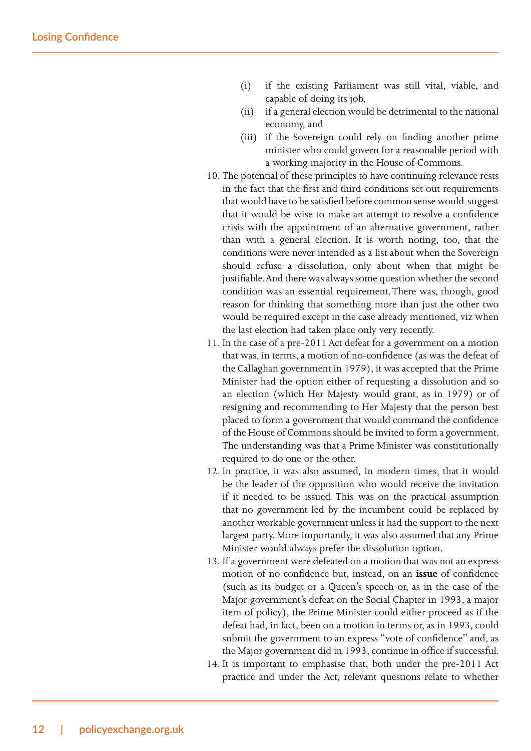(i) if the existing Parliament was still vital, viable, and capable of doing its job,

(ii) if a general election would be detrimental to the national economy, and

(iii) if the Sovereign could rely on finding another prime minister who could govern for a reasonable period with a working majority in the House of Commons.

10. The potential of these principles to have continuing relevance rests in the fact that the first and third conditions set out requirements that would have to be satisfied before common sense would suggest that it would be wise to make an attempt to resolve a confidence crisis with the appointment of an alternative government, rather than with a general election. It is worth noting, too, that the conditions were never intended as a list about when the Sovereign should refuse a dissolution, only about when that might be justifiable. And there was always some question whether the second condition was an essential requirement. There was, though, good reason for thinking that something more than just the other two would be required except in the case already mentioned, viz when the last election had taken place only very recently.
11. In the case of a pre-2011 Act defeat for a government on a motion that was, in terms, a motion of no-confidence (as was the defeat of the Callaghan government in 1979), it was accepted that the Prime Minister had the option either of requesting a dissolution and so an election (which Her Majesty would grant, as in 1979) or of resigning and recommending to Her Majesty that the person best placed to form a government that would command the confidence of the House of Commons should be invited to form a government. The understanding was that a Prime Minister was constitutionally required to do one or the other.
12. In practice, it was also assumed, in modern times, that it would be the leader of the opposition who would receive the invitation if it needed to be issued. This was on the practical assumption that no government led by the incumbent could be replaced by another workable government unless it had the support to the next largest party. More importantly, it was also assumed that any Prime Minister would always prefer the dissolution option.
13. If a government were defeated on a motion that was not an express motion of no confidence but, instead, on an **issue** of confidence (such as its budget or a Queen's speech or, as in the case of the Major government's defeat on the Social Chapter in 1993, a major item of policy), the Prime Minister could either proceed as if the defeat had, in fact, been on a motion in terms or, as in 1993, could submit the government to an express "vote of confidence" and, as the Major government did in 1993, continue in office if successful.
14. It is important to emphasise that, both under the pre-2011 Act practice and under the Act, relevant questions relate to whether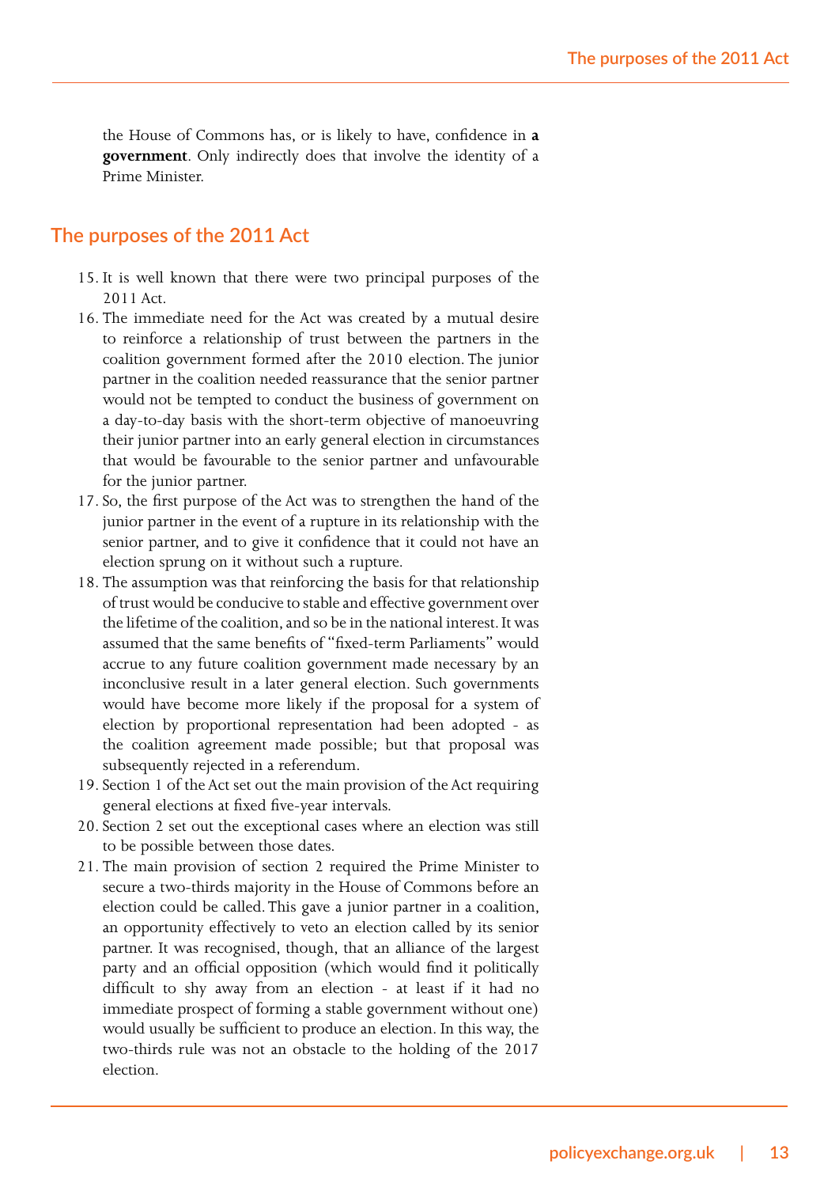the House of Commons has, or is likely to have, confidence in **a government**. Only indirectly does that involve the identity of a Prime Minister.

## The purposes of the 2011 Act

15. It is well known that there were two principal purposes of the 2011 Act.
16. The immediate need for the Act was created by a mutual desire to reinforce a relationship of trust between the partners in the coalition government formed after the 2010 election. The junior partner in the coalition needed reassurance that the senior partner would not be tempted to conduct the business of government on a day-to-day basis with the short-term objective of manoeuvring their junior partner into an early general election in circumstances that would be favourable to the senior partner and unfavourable for the junior partner.
17. So, the first purpose of the Act was to strengthen the hand of the junior partner in the event of a rupture in its relationship with the senior partner, and to give it confidence that it could not have an election sprung on it without such a rupture.
18. The assumption was that reinforcing the basis for that relationship of trust would be conducive to stable and effective government over the lifetime of the coalition, and so be in the national interest. It was assumed that the same benefits of "fixed-term Parliaments" would accrue to any future coalition government made necessary by an inconclusive result in a later general election. Such governments would have become more likely if the proposal for a system of election by proportional representation had been adopted - as the coalition agreement made possible; but that proposal was subsequently rejected in a referendum.
19. Section 1 of the Act set out the main provision of the Act requiring general elections at fixed five-year intervals.
20. Section 2 set out the exceptional cases where an election was still to be possible between those dates.
21. The main provision of section 2 required the Prime Minister to secure a two-thirds majority in the House of Commons before an election could be called. This gave a junior partner in a coalition, an opportunity effectively to veto an election called by its senior partner. It was recognised, though, that an alliance of the largest party and an official opposition (which would find it politically difficult to shy away from an election - at least if it had no immediate prospect of forming a stable government without one) would usually be sufficient to produce an election. In this way, the two-thirds rule was not an obstacle to the holding of the 2017 election.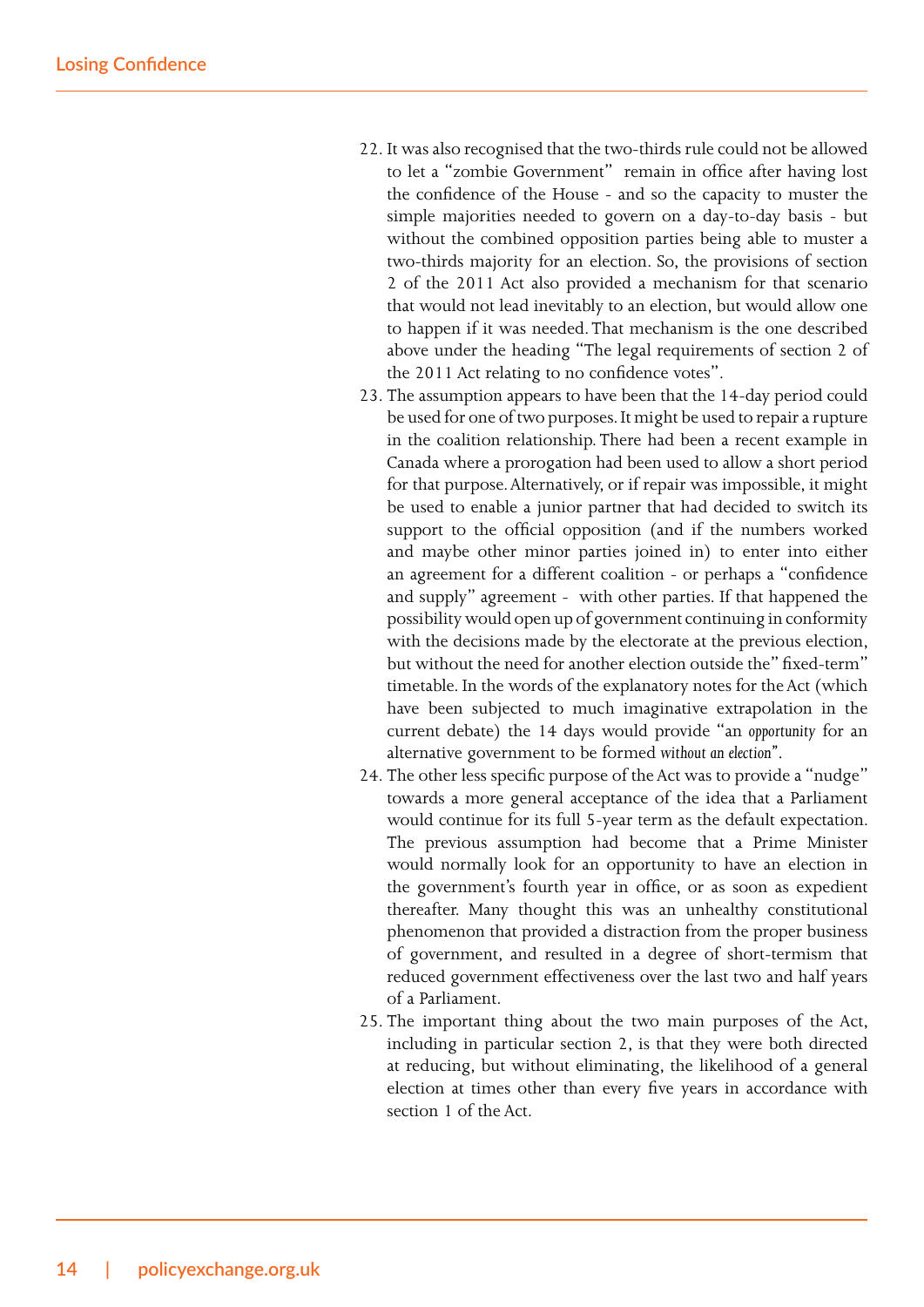22. It was also recognised that the two-thirds rule could not be allowed to let a "zombie Government" remain in office after having lost the confidence of the House - and so the capacity to muster the simple majorities needed to govern on a day-to-day basis - but without the combined opposition parties being able to muster a two-thirds majority for an election. So, the provisions of section 2 of the 2011 Act also provided a mechanism for that scenario that would not lead inevitably to an election, but would allow one to happen if it was needed. That mechanism is the one described above under the heading "The legal requirements of section 2 of the 2011 Act relating to no confidence votes".
23. The assumption appears to have been that the 14-day period could be used for one of two purposes. It might be used to repair a rupture in the coalition relationship. There had been a recent example in Canada where a prorogation had been used to allow a short period for that purpose. Alternatively, or if repair was impossible, it might be used to enable a junior partner that had decided to switch its support to the official opposition (and if the numbers worked and maybe other minor parties joined in) to enter into either an agreement for a different coalition - or perhaps a "confidence and supply" agreement - with other parties. If that happened the possibility would open up of government continuing in conformity with the decisions made by the electorate at the previous election, but without the need for another election outside the" fixed-term" timetable. In the words of the explanatory notes for the Act (which have been subjected to much imaginative extrapolation in the current debate) the 14 days would provide "an *opportunity* for an alternative government to be formed *without an election*".
24. The other less specific purpose of the Act was to provide a "nudge" towards a more general acceptance of the idea that a Parliament would continue for its full 5-year term as the default expectation. The previous assumption had become that a Prime Minister would normally look for an opportunity to have an election in the government's fourth year in office, or as soon as expedient thereafter. Many thought this was an unhealthy constitutional phenomenon that provided a distraction from the proper business of government, and resulted in a degree of short-termism that reduced government effectiveness over the last two and half years of a Parliament.
25. The important thing about the two main purposes of the Act, including in particular section 2, is that they were both directed at reducing, but without eliminating, the likelihood of a general election at times other than every five years in accordance with section 1 of the Act.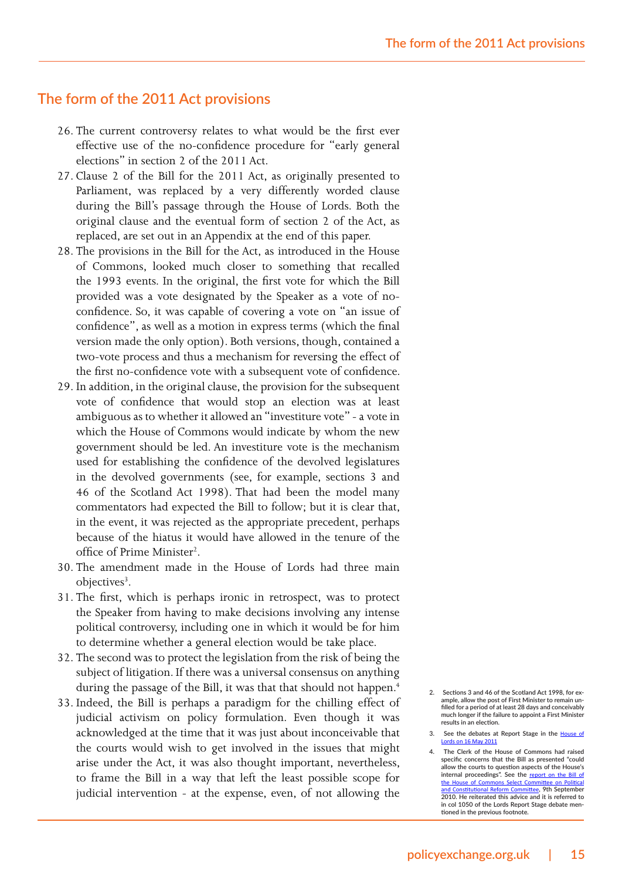## The form of the 2011 Act provisions

26. The current controversy relates to what would be the first ever effective use of the no-confidence procedure for "early general elections" in section 2 of the 2011 Act.
27. Clause 2 of the Bill for the 2011 Act, as originally presented to Parliament, was replaced by a very differently worded clause during the Bill's passage through the House of Lords. Both the original clause and the eventual form of section 2 of the Act, as replaced, are set out in an Appendix at the end of this paper.
28. The provisions in the Bill for the Act, as introduced in the House of Commons, looked much closer to something that recalled the 1993 events. In the original, the first vote for which the Bill provided was a vote designated by the Speaker as a vote of no-confidence. So, it was capable of covering a vote on "an issue of confidence", as well as a motion in express terms (which the final version made the only option). Both versions, though, contained a two-vote process and thus a mechanism for reversing the effect of the first no-confidence vote with a subsequent vote of confidence.
29. In addition, in the original clause, the provision for the subsequent vote of confidence that would stop an election was at least ambiguous as to whether it allowed an "investiture vote" - a vote in which the House of Commons would indicate by whom the new government should be led. An investiture vote is the mechanism used for establishing the confidence of the devolved legislatures in the devolved governments (see, for example, sections 3 and 46 of the Scotland Act 1998). That had been the model many commentators had expected the Bill to follow; but it is clear that, in the event, it was rejected as the appropriate precedent, perhaps because of the hiatus it would have allowed in the tenure of the office of Prime Minister[2].
30. The amendment made in the House of Lords had three main objectives[3].
31. The first, which is perhaps ironic in retrospect, was to protect the Speaker from having to make decisions involving any intense political controversy, including one in which it would be for him to determine whether a general election would be take place.
32. The second was to protect the legislation from the risk of being the subject of litigation. If there was a universal consensus on anything during the passage of the Bill, it was that that should not happen.[4]
33. Indeed, the Bill is perhaps a paradigm for the chilling effect of judicial activism on policy formulation. Even though it was acknowledged at the time that it was just about inconceivable that the courts would wish to get involved in the issues that might arise under the Act, it was also thought important, nevertheless, to frame the Bill in a way that left the least possible scope for judicial intervention - at the expense, even, of not allowing the

2. Sections 3 and 46 of the Scotland Act 1998, for example, allow the post of First Minister to remain unfilled for a period of at least 28 days and conceivably much longer if the failure to appoint a First Minister results in an election.
3. See the debates at Report Stage in the House of Lords on 16 May 2011
4. The Clerk of the House of Commons had raised specific concerns that the Bill as presented "could allow the courts to question aspects of the House's internal proceedings". See the report on the Bill of the House of Commons Select Committee on Political and Constitutional Reform Committee, 9th September 2010. He reiterated this advice and it is referred to in col 1050 of the Lords Report Stage debate mentioned in the previous footnote.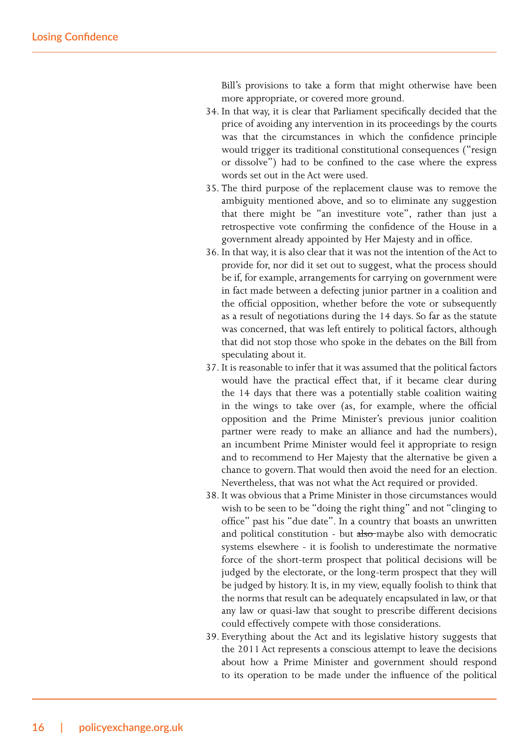Bill's provisions to take a form that might otherwise have been more appropriate, or covered more ground.

34. In that way, it is clear that Parliament specifically decided that the price of avoiding any intervention in its proceedings by the courts was that the circumstances in which the confidence principle would trigger its traditional constitutional consequences ("resign or dissolve") had to be confined to the case where the express words set out in the Act were used.
35. The third purpose of the replacement clause was to remove the ambiguity mentioned above, and so to eliminate any suggestion that there might be "an investiture vote", rather than just a retrospective vote confirming the confidence of the House in a government already appointed by Her Majesty and in office.
36. In that way, it is also clear that it was not the intention of the Act to provide for, nor did it set out to suggest, what the process should be if, for example, arrangements for carrying on government were in fact made between a defecting junior partner in a coalition and the official opposition, whether before the vote or subsequently as a result of negotiations during the 14 days. So far as the statute was concerned, that was left entirely to political factors, although that did not stop those who spoke in the debates on the Bill from speculating about it.
37. It is reasonable to infer that it was assumed that the political factors would have the practical effect that, if it became clear during the 14 days that there was a potentially stable coalition waiting in the wings to take over (as, for example, where the official opposition and the Prime Minister's previous junior coalition partner were ready to make an alliance and had the numbers), an incumbent Prime Minister would feel it appropriate to resign and to recommend to Her Majesty that the alternative be given a chance to govern. That would then avoid the need for an election. Nevertheless, that was not what the Act required or provided.
38. It was obvious that a Prime Minister in those circumstances would wish to be seen to be "doing the right thing" and not "clinging to office" past his "due date". In a country that boasts an unwritten and political constitution - but ~~also~~ maybe also with democratic systems elsewhere - it is foolish to underestimate the normative force of the short-term prospect that political decisions will be judged by the electorate, or the long-term prospect that they will be judged by history. It is, in my view, equally foolish to think that the norms that result can be adequately encapsulated in law, or that any law or quasi-law that sought to prescribe different decisions could effectively compete with those considerations.
39. Everything about the Act and its legislative history suggests that the 2011 Act represents a conscious attempt to leave the decisions about how a Prime Minister and government should respond to its operation to be made under the influence of the political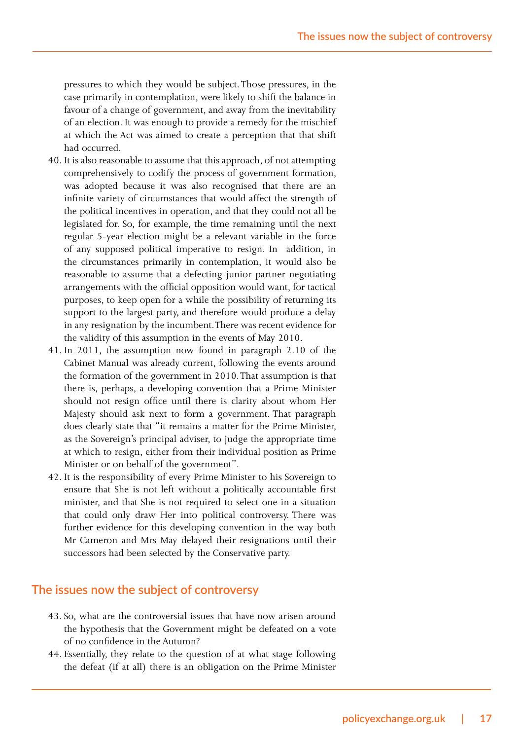pressures to which they would be subject. Those pressures, in the case primarily in contemplation, were likely to shift the balance in favour of a change of government, and away from the inevitability of an election. It was enough to provide a remedy for the mischief at which the Act was aimed to create a perception that that shift had occurred.

40. It is also reasonable to assume that this approach, of not attempting comprehensively to codify the process of government formation, was adopted because it was also recognised that there are an infinite variety of circumstances that would affect the strength of the political incentives in operation, and that they could not all be legislated for. So, for example, the time remaining until the next regular 5-year election might be a relevant variable in the force of any supposed political imperative to resign. In addition, in the circumstances primarily in contemplation, it would also be reasonable to assume that a defecting junior partner negotiating arrangements with the official opposition would want, for tactical purposes, to keep open for a while the possibility of returning its support to the largest party, and therefore would produce a delay in any resignation by the incumbent. There was recent evidence for the validity of this assumption in the events of May 2010.
41. In 2011, the assumption now found in paragraph 2.10 of the Cabinet Manual was already current, following the events around the formation of the government in 2010. That assumption is that there is, perhaps, a developing convention that a Prime Minister should not resign office until there is clarity about whom Her Majesty should ask next to form a government. That paragraph does clearly state that "it remains a matter for the Prime Minister, as the Sovereign's principal adviser, to judge the appropriate time at which to resign, either from their individual position as Prime Minister or on behalf of the government".
42. It is the responsibility of every Prime Minister to his Sovereign to ensure that She is not left without a politically accountable first minister, and that She is not required to select one in a situation that could only draw Her into political controversy. There was further evidence for this developing convention in the way both Mr Cameron and Mrs May delayed their resignations until their successors had been selected by the Conservative party.

## The issues now the subject of controversy

43. So, what are the controversial issues that have now arisen around the hypothesis that the Government might be defeated on a vote of no confidence in the Autumn?
44. Essentially, they relate to the question of at what stage following the defeat (if at all) there is an obligation on the Prime Minister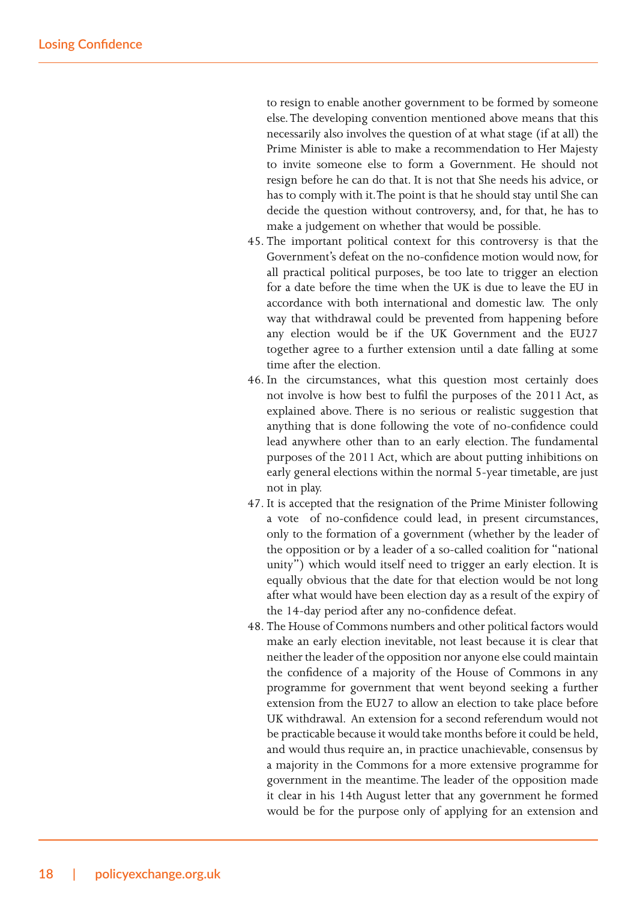to resign to enable another government to be formed by someone else. The developing convention mentioned above means that this necessarily also involves the question of at what stage (if at all) the Prime Minister is able to make a recommendation to Her Majesty to invite someone else to form a Government. He should not resign before he can do that. It is not that She needs his advice, or has to comply with it. The point is that he should stay until She can decide the question without controversy, and, for that, he has to make a judgement on whether that would be possible.

45. The important political context for this controversy is that the Government's defeat on the no-confidence motion would now, for all practical political purposes, be too late to trigger an election for a date before the time when the UK is due to leave the EU in accordance with both international and domestic law. The only way that withdrawal could be prevented from happening before any election would be if the UK Government and the EU27 together agree to a further extension until a date falling at some time after the election.
46. In the circumstances, what this question most certainly does not involve is how best to fulfil the purposes of the 2011 Act, as explained above. There is no serious or realistic suggestion that anything that is done following the vote of no-confidence could lead anywhere other than to an early election. The fundamental purposes of the 2011 Act, which are about putting inhibitions on early general elections within the normal 5-year timetable, are just not in play.
47. It is accepted that the resignation of the Prime Minister following a vote of no-confidence could lead, in present circumstances, only to the formation of a government (whether by the leader of the opposition or by a leader of a so-called coalition for "national unity") which would itself need to trigger an early election. It is equally obvious that the date for that election would be not long after what would have been election day as a result of the expiry of the 14-day period after any no-confidence defeat.
48. The House of Commons numbers and other political factors would make an early election inevitable, not least because it is clear that neither the leader of the opposition nor anyone else could maintain the confidence of a majority of the House of Commons in any programme for government that went beyond seeking a further extension from the EU27 to allow an election to take place before UK withdrawal. An extension for a second referendum would not be practicable because it would take months before it could be held, and would thus require an, in practice unachievable, consensus by a majority in the Commons for a more extensive programme for government in the meantime. The leader of the opposition made it clear in his 14th August letter that any government he formed would be for the purpose only of applying for an extension and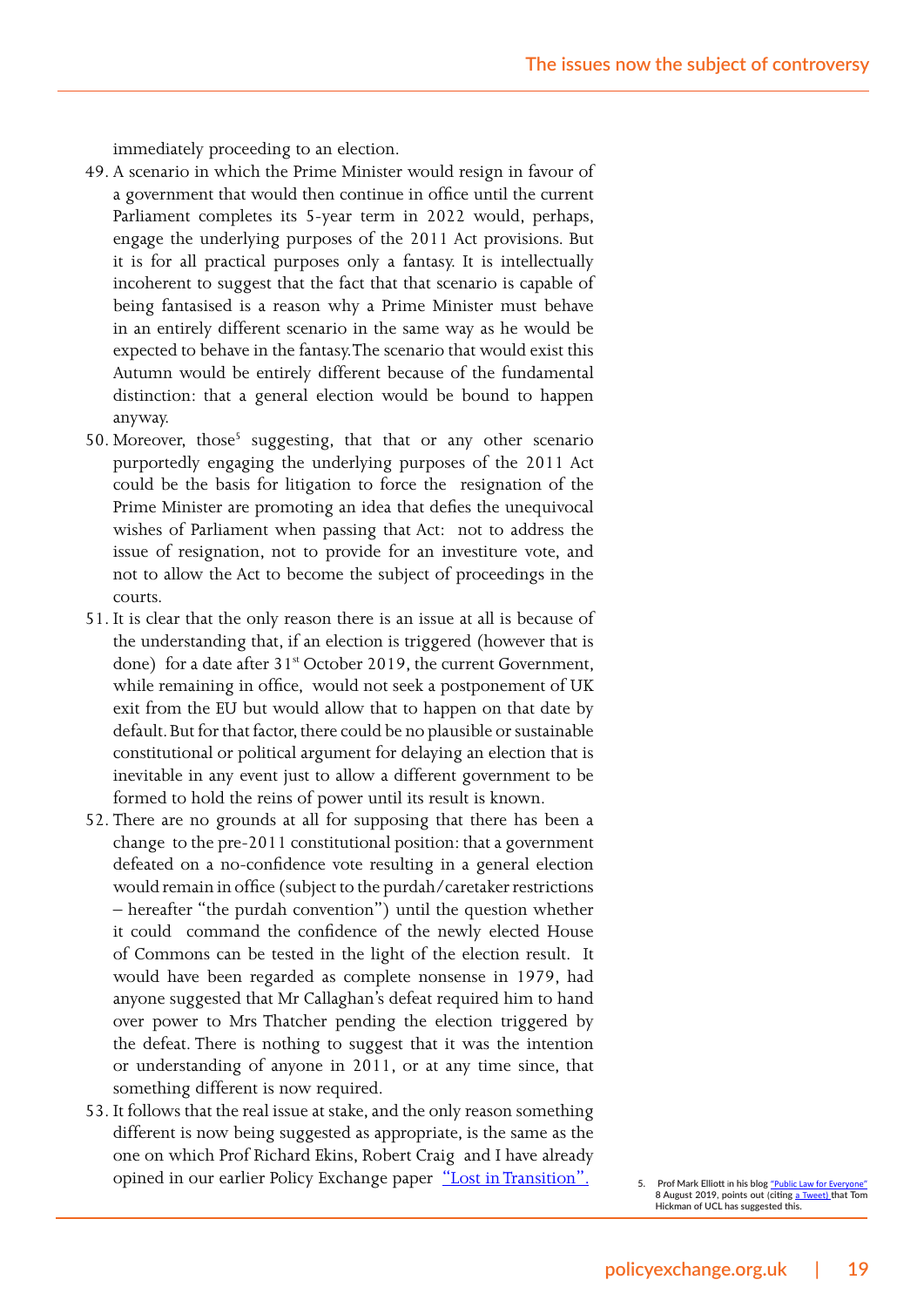immediately proceeding to an election.

49. A scenario in which the Prime Minister would resign in favour of a government that would then continue in office until the current Parliament completes its 5-year term in 2022 would, perhaps, engage the underlying purposes of the 2011 Act provisions. But it is for all practical purposes only a fantasy. It is intellectually incoherent to suggest that the fact that that scenario is capable of being fantasised is a reason why a Prime Minister must behave in an entirely different scenario in the same way as he would be expected to behave in the fantasy. The scenario that would exist this Autumn would be entirely different because of the fundamental distinction: that a general election would be bound to happen anyway.
50. Moreover, those[5] suggesting, that that or any other scenario purportedly engaging the underlying purposes of the 2011 Act could be the basis for litigation to force the resignation of the Prime Minister are promoting an idea that defies the unequivocal wishes of Parliament when passing that Act: not to address the issue of resignation, not to provide for an investiture vote, and not to allow the Act to become the subject of proceedings in the courts.
51. It is clear that the only reason there is an issue at all is because of the understanding that, if an election is triggered (however that is done) for a date after 31st October 2019, the current Government, while remaining in office, would not seek a postponement of UK exit from the EU but would allow that to happen on that date by default. But for that factor, there could be no plausible or sustainable constitutional or political argument for delaying an election that is inevitable in any event just to allow a different government to be formed to hold the reins of power until its result is known.
52. There are no grounds at all for supposing that there has been a change to the pre-2011 constitutional position: that a government defeated on a no-confidence vote resulting in a general election would remain in office (subject to the purdah/caretaker restrictions – hereafter "the purdah convention") until the question whether it could command the confidence of the newly elected House of Commons can be tested in the light of the election result. It would have been regarded as complete nonsense in 1979, had anyone suggested that Mr Callaghan's defeat required him to hand over power to Mrs Thatcher pending the election triggered by the defeat. There is nothing to suggest that it was the intention or understanding of anyone in 2011, or at any time since, that something different is now required.
53. It follows that the real issue at stake, and the only reason something different is now being suggested as appropriate, is the same as the one on which Prof Richard Ekins, Robert Craig and I have already opined in our earlier Policy Exchange paper ["Lost in Transition".]()

5. Prof Mark Elliott in his blog "Public Law for Everyone" 8 August 2019, points out (citing a Tweet) that Tom Hickman of UCL has suggested this.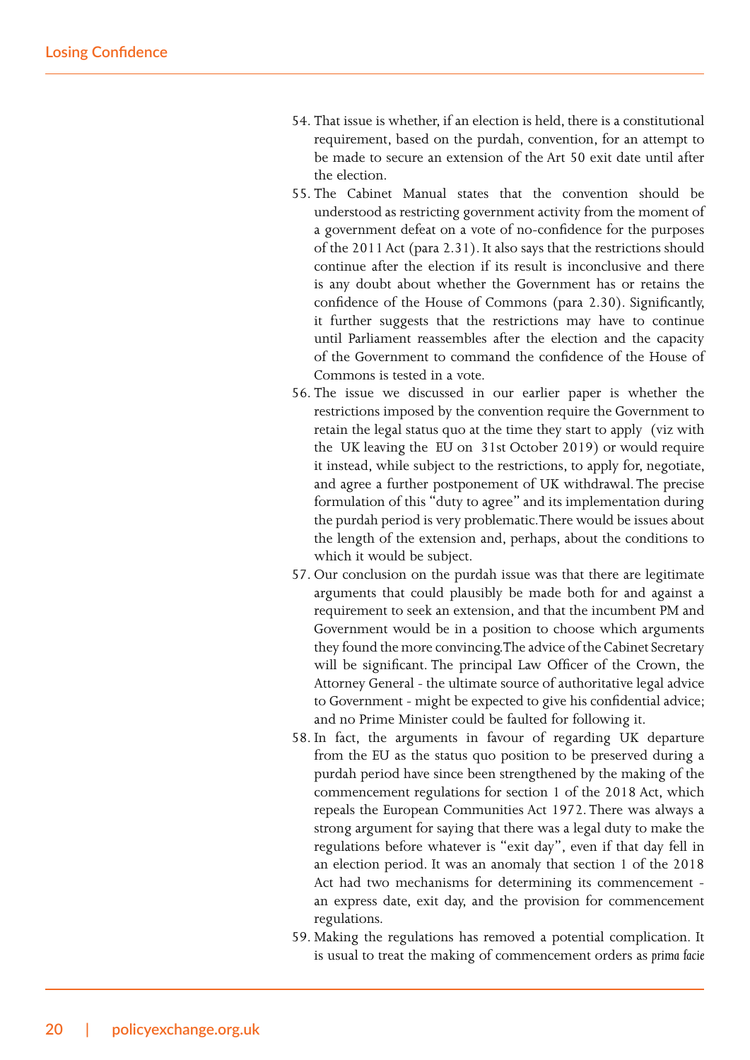54. That issue is whether, if an election is held, there is a constitutional requirement, based on the purdah, convention, for an attempt to be made to secure an extension of the Art 50 exit date until after the election.
55. The Cabinet Manual states that the convention should be understood as restricting government activity from the moment of a government defeat on a vote of no-confidence for the purposes of the 2011 Act (para 2.31). It also says that the restrictions should continue after the election if its result is inconclusive and there is any doubt about whether the Government has or retains the confidence of the House of Commons (para 2.30). Significantly, it further suggests that the restrictions may have to continue until Parliament reassembles after the election and the capacity of the Government to command the confidence of the House of Commons is tested in a vote.
56. The issue we discussed in our earlier paper is whether the restrictions imposed by the convention require the Government to retain the legal status quo at the time they start to apply (viz with the UK leaving the EU on 31st October 2019) or would require it instead, while subject to the restrictions, to apply for, negotiate, and agree a further postponement of UK withdrawal. The precise formulation of this "duty to agree" and its implementation during the purdah period is very problematic. There would be issues about the length of the extension and, perhaps, about the conditions to which it would be subject.
57. Our conclusion on the purdah issue was that there are legitimate arguments that could plausibly be made both for and against a requirement to seek an extension, and that the incumbent PM and Government would be in a position to choose which arguments they found the more convincing. The advice of the Cabinet Secretary will be significant. The principal Law Officer of the Crown, the Attorney General - the ultimate source of authoritative legal advice to Government - might be expected to give his confidential advice; and no Prime Minister could be faulted for following it.
58. In fact, the arguments in favour of regarding UK departure from the EU as the status quo position to be preserved during a purdah period have since been strengthened by the making of the commencement regulations for section 1 of the 2018 Act, which repeals the European Communities Act 1972. There was always a strong argument for saying that there was a legal duty to make the regulations before whatever is "exit day", even if that day fell in an election period. It was an anomaly that section 1 of the 2018 Act had two mechanisms for determining its commencement - an express date, exit day, and the provision for commencement regulations.
59. Making the regulations has removed a potential complication. It is usual to treat the making of commencement orders as *prima facie*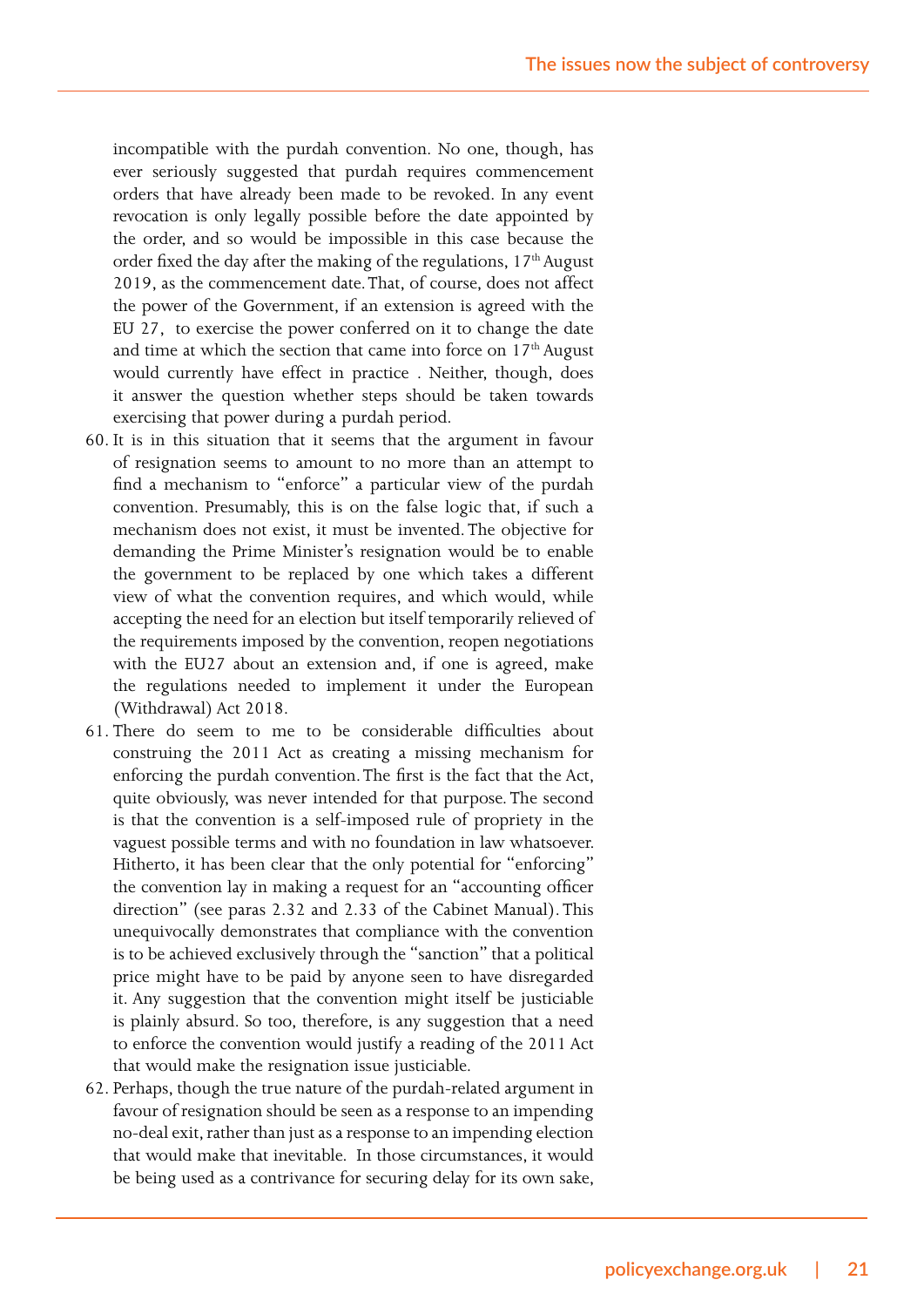incompatible with the purdah convention. No one, though, has ever seriously suggested that purdah requires commencement orders that have already been made to be revoked. In any event revocation is only legally possible before the date appointed by the order, and so would be impossible in this case because the order fixed the day after the making of the regulations, 17th August 2019, as the commencement date. That, of course, does not affect the power of the Government, if an extension is agreed with the EU 27, to exercise the power conferred on it to change the date and time at which the section that came into force on 17th August would currently have effect in practice . Neither, though, does it answer the question whether steps should be taken towards exercising that power during a purdah period.

60. It is in this situation that it seems that the argument in favour of resignation seems to amount to no more than an attempt to find a mechanism to "enforce" a particular view of the purdah convention. Presumably, this is on the false logic that, if such a mechanism does not exist, it must be invented. The objective for demanding the Prime Minister's resignation would be to enable the government to be replaced by one which takes a different view of what the convention requires, and which would, while accepting the need for an election but itself temporarily relieved of the requirements imposed by the convention, reopen negotiations with the EU27 about an extension and, if one is agreed, make the regulations needed to implement it under the European (Withdrawal) Act 2018.

61. There do seem to me to be considerable difficulties about construing the 2011 Act as creating a missing mechanism for enforcing the purdah convention. The first is the fact that the Act, quite obviously, was never intended for that purpose. The second is that the convention is a self-imposed rule of propriety in the vaguest possible terms and with no foundation in law whatsoever. Hitherto, it has been clear that the only potential for "enforcing" the convention lay in making a request for an "accounting officer direction" (see paras 2.32 and 2.33 of the Cabinet Manual). This unequivocally demonstrates that compliance with the convention is to be achieved exclusively through the "sanction" that a political price might have to be paid by anyone seen to have disregarded it. Any suggestion that the convention might itself be justiciable is plainly absurd. So too, therefore, is any suggestion that a need to enforce the convention would justify a reading of the 2011 Act that would make the resignation issue justiciable.

62. Perhaps, though the true nature of the purdah-related argument in favour of resignation should be seen as a response to an impending no-deal exit, rather than just as a response to an impending election that would make that inevitable. In those circumstances, it would be being used as a contrivance for securing delay for its own sake,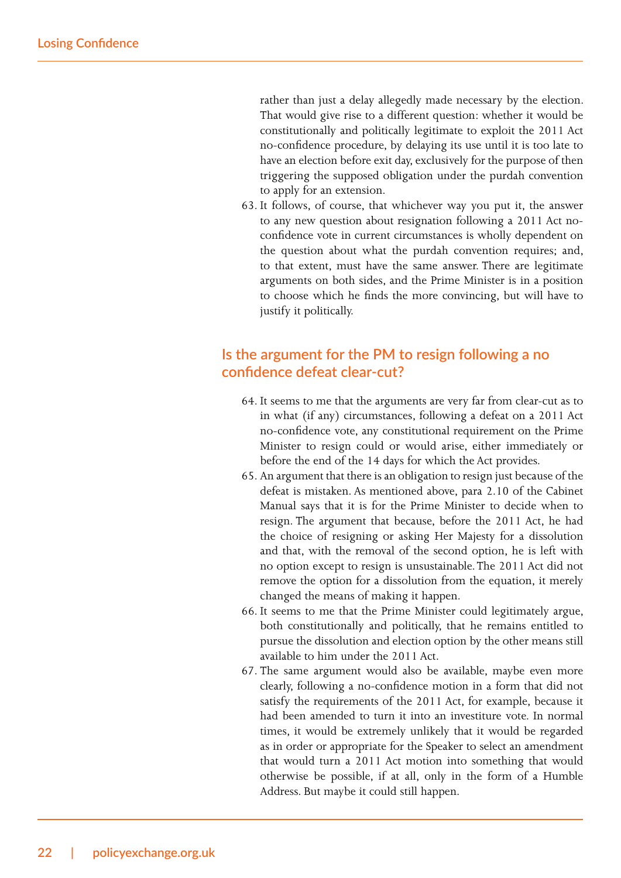rather than just a delay allegedly made necessary by the election. That would give rise to a different question: whether it would be constitutionally and politically legitimate to exploit the 2011 Act no-confidence procedure, by delaying its use until it is too late to have an election before exit day, exclusively for the purpose of then triggering the supposed obligation under the purdah convention to apply for an extension.

63. It follows, of course, that whichever way you put it, the answer to any new question about resignation following a 2011 Act no-confidence vote in current circumstances is wholly dependent on the question about what the purdah convention requires; and, to that extent, must have the same answer. There are legitimate arguments on both sides, and the Prime Minister is in a position to choose which he finds the more convincing, but will have to justify it politically.

## Is the argument for the PM to resign following a no confidence defeat clear-cut?

64. It seems to me that the arguments are very far from clear-cut as to in what (if any) circumstances, following a defeat on a 2011 Act no-confidence vote, any constitutional requirement on the Prime Minister to resign could or would arise, either immediately or before the end of the 14 days for which the Act provides.
65. An argument that there is an obligation to resign just because of the defeat is mistaken. As mentioned above, para 2.10 of the Cabinet Manual says that it is for the Prime Minister to decide when to resign. The argument that because, before the 2011 Act, he had the choice of resigning or asking Her Majesty for a dissolution and that, with the removal of the second option, he is left with no option except to resign is unsustainable. The 2011 Act did not remove the option for a dissolution from the equation, it merely changed the means of making it happen.
66. It seems to me that the Prime Minister could legitimately argue, both constitutionally and politically, that he remains entitled to pursue the dissolution and election option by the other means still available to him under the 2011 Act.
67. The same argument would also be available, maybe even more clearly, following a no-confidence motion in a form that did not satisfy the requirements of the 2011 Act, for example, because it had been amended to turn it into an investiture vote. In normal times, it would be extremely unlikely that it would be regarded as in order or appropriate for the Speaker to select an amendment that would turn a 2011 Act motion into something that would otherwise be possible, if at all, only in the form of a Humble Address. But maybe it could still happen.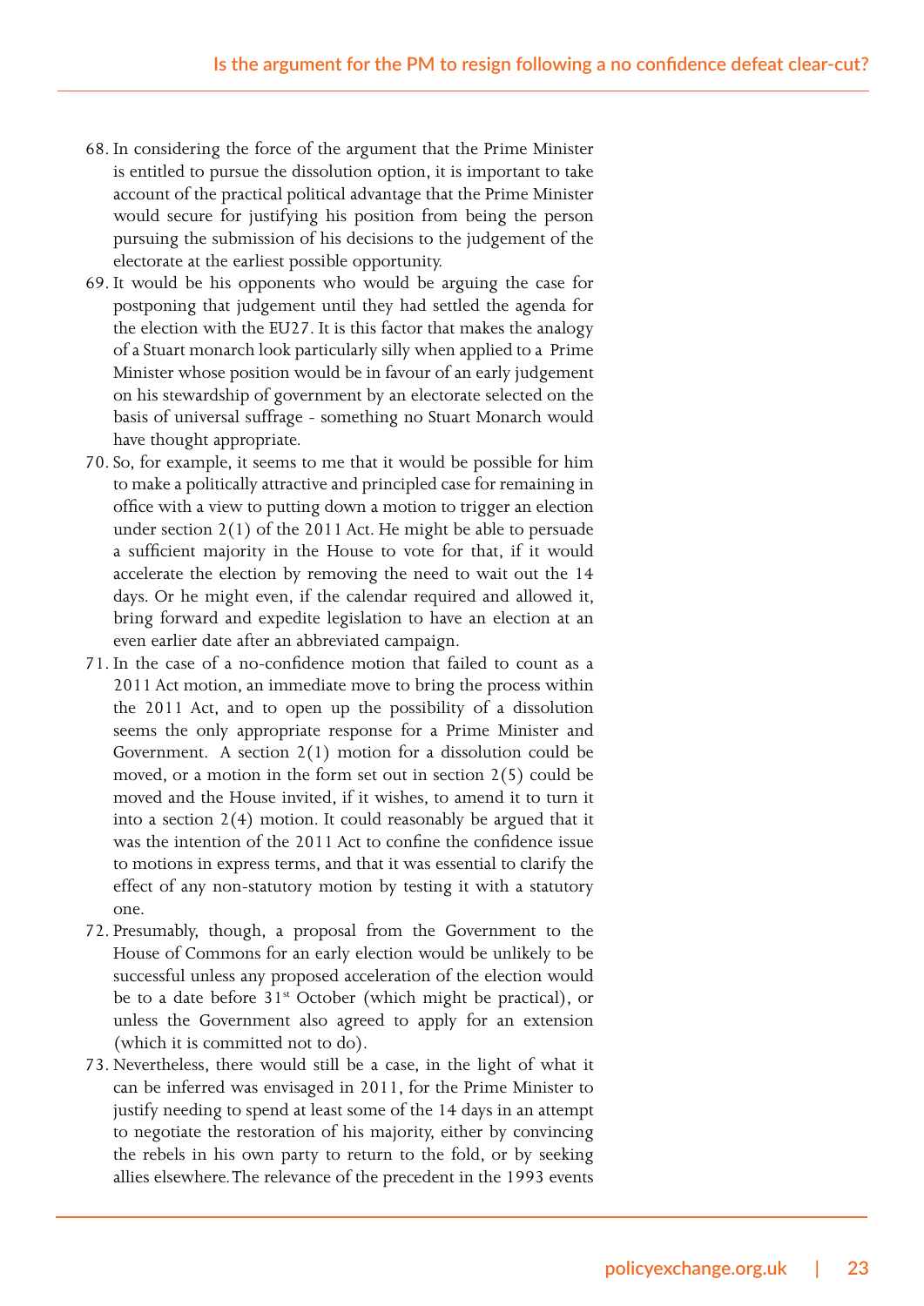68. In considering the force of the argument that the Prime Minister is entitled to pursue the dissolution option, it is important to take account of the practical political advantage that the Prime Minister would secure for justifying his position from being the person pursuing the submission of his decisions to the judgement of the electorate at the earliest possible opportunity.
69. It would be his opponents who would be arguing the case for postponing that judgement until they had settled the agenda for the election with the EU27. It is this factor that makes the analogy of a Stuart monarch look particularly silly when applied to a Prime Minister whose position would be in favour of an early judgement on his stewardship of government by an electorate selected on the basis of universal suffrage - something no Stuart Monarch would have thought appropriate.
70. So, for example, it seems to me that it would be possible for him to make a politically attractive and principled case for remaining in office with a view to putting down a motion to trigger an election under section 2(1) of the 2011 Act. He might be able to persuade a sufficient majority in the House to vote for that, if it would accelerate the election by removing the need to wait out the 14 days. Or he might even, if the calendar required and allowed it, bring forward and expedite legislation to have an election at an even earlier date after an abbreviated campaign.
71. In the case of a no-confidence motion that failed to count as a 2011 Act motion, an immediate move to bring the process within the 2011 Act, and to open up the possibility of a dissolution seems the only appropriate response for a Prime Minister and Government. A section 2(1) motion for a dissolution could be moved, or a motion in the form set out in section 2(5) could be moved and the House invited, if it wishes, to amend it to turn it into a section 2(4) motion. It could reasonably be argued that it was the intention of the 2011 Act to confine the confidence issue to motions in express terms, and that it was essential to clarify the effect of any non-statutory motion by testing it with a statutory one.
72. Presumably, though, a proposal from the Government to the House of Commons for an early election would be unlikely to be successful unless any proposed acceleration of the election would be to a date before 31st October (which might be practical), or unless the Government also agreed to apply for an extension (which it is committed not to do).
73. Nevertheless, there would still be a case, in the light of what it can be inferred was envisaged in 2011, for the Prime Minister to justify needing to spend at least some of the 14 days in an attempt to negotiate the restoration of his majority, either by convincing the rebels in his own party to return to the fold, or by seeking allies elsewhere. The relevance of the precedent in the 1993 events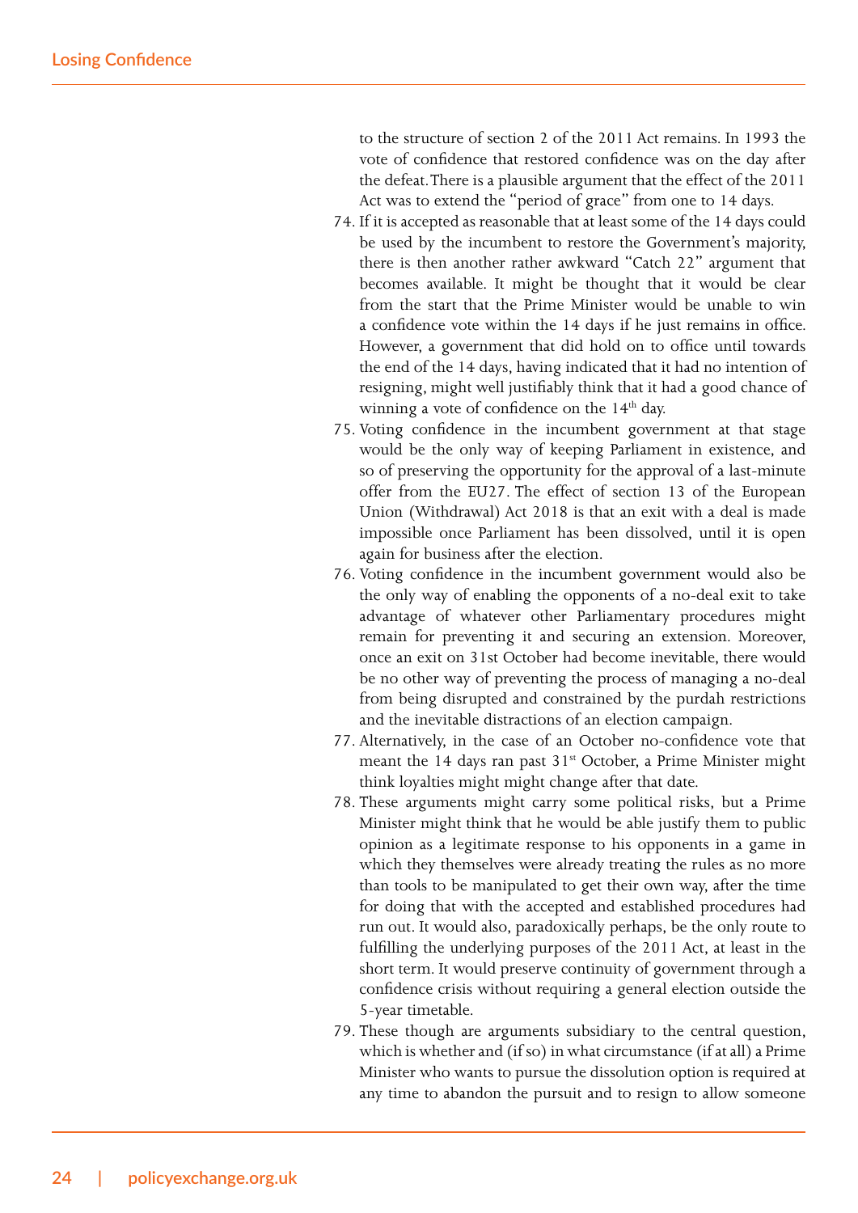to the structure of section 2 of the 2011 Act remains. In 1993 the vote of confidence that restored confidence was on the day after the defeat. There is a plausible argument that the effect of the 2011 Act was to extend the "period of grace" from one to 14 days.

74. If it is accepted as reasonable that at least some of the 14 days could be used by the incumbent to restore the Government's majority, there is then another rather awkward "Catch 22" argument that becomes available. It might be thought that it would be clear from the start that the Prime Minister would be unable to win a confidence vote within the 14 days if he just remains in office. However, a government that did hold on to office until towards the end of the 14 days, having indicated that it had no intention of resigning, might well justifiably think that it had a good chance of winning a vote of confidence on the 14th day.
75. Voting confidence in the incumbent government at that stage would be the only way of keeping Parliament in existence, and so of preserving the opportunity for the approval of a last-minute offer from the EU27. The effect of section 13 of the European Union (Withdrawal) Act 2018 is that an exit with a deal is made impossible once Parliament has been dissolved, until it is open again for business after the election.
76. Voting confidence in the incumbent government would also be the only way of enabling the opponents of a no-deal exit to take advantage of whatever other Parliamentary procedures might remain for preventing it and securing an extension. Moreover, once an exit on 31st October had become inevitable, there would be no other way of preventing the process of managing a no-deal from being disrupted and constrained by the purdah restrictions and the inevitable distractions of an election campaign.
77. Alternatively, in the case of an October no-confidence vote that meant the 14 days ran past 31st October, a Prime Minister might think loyalties might might change after that date.
78. These arguments might carry some political risks, but a Prime Minister might think that he would be able justify them to public opinion as a legitimate response to his opponents in a game in which they themselves were already treating the rules as no more than tools to be manipulated to get their own way, after the time for doing that with the accepted and established procedures had run out. It would also, paradoxically perhaps, be the only route to fulfilling the underlying purposes of the 2011 Act, at least in the short term. It would preserve continuity of government through a confidence crisis without requiring a general election outside the 5-year timetable.
79. These though are arguments subsidiary to the central question, which is whether and (if so) in what circumstance (if at all) a Prime Minister who wants to pursue the dissolution option is required at any time to abandon the pursuit and to resign to allow someone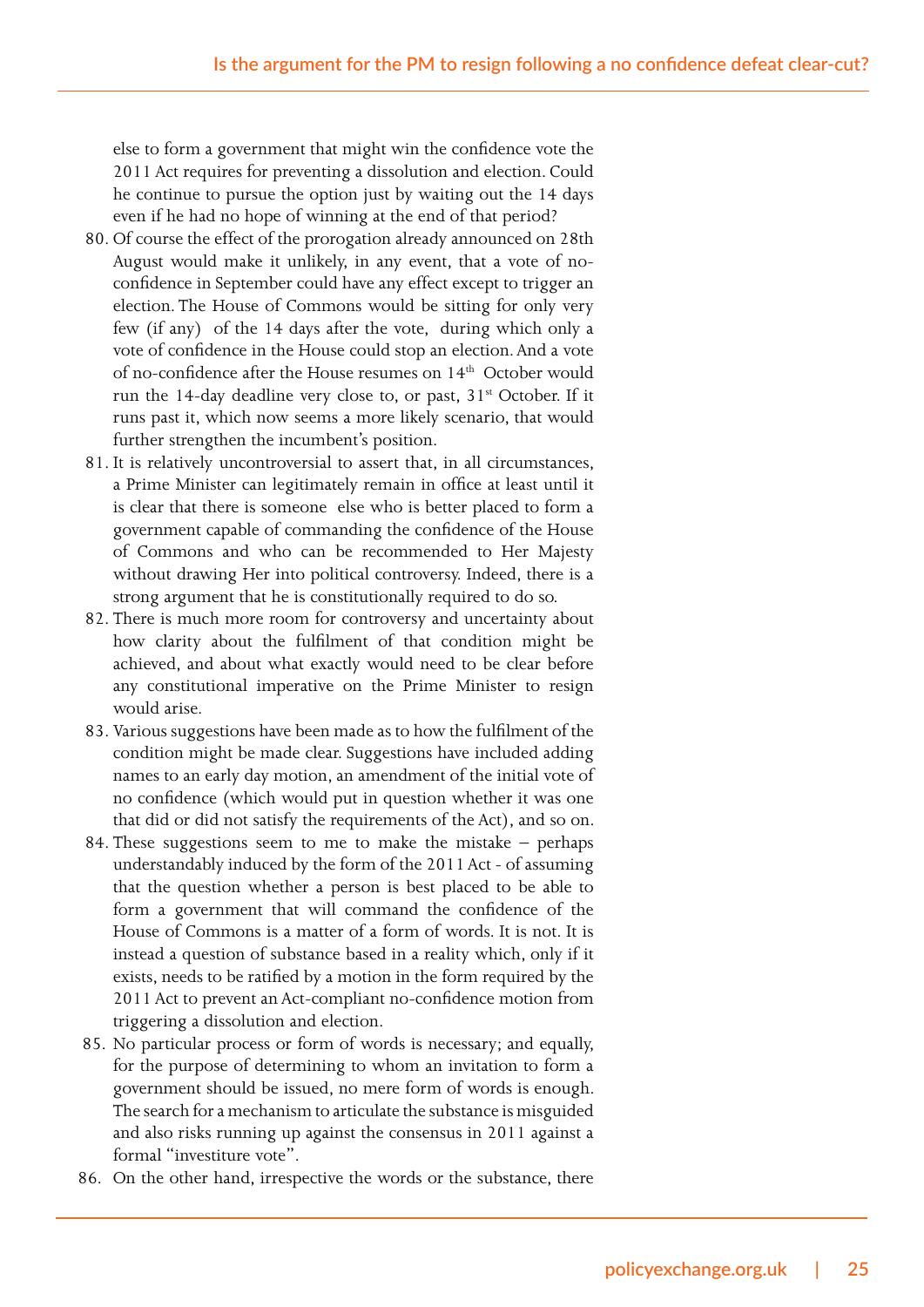else to form a government that might win the confidence vote the 2011 Act requires for preventing a dissolution and election. Could he continue to pursue the option just by waiting out the 14 days even if he had no hope of winning at the end of that period?

80. Of course the effect of the prorogation already announced on 28th August would make it unlikely, in any event, that a vote of no-confidence in September could have any effect except to trigger an election. The House of Commons would be sitting for only very few (if any) of the 14 days after the vote, during which only a vote of confidence in the House could stop an election. And a vote of no-confidence after the House resumes on 14th October would run the 14-day deadline very close to, or past, 31st October. If it runs past it, which now seems a more likely scenario, that would further strengthen the incumbent's position.
81. It is relatively uncontroversial to assert that, in all circumstances, a Prime Minister can legitimately remain in office at least until it is clear that there is someone else who is better placed to form a government capable of commanding the confidence of the House of Commons and who can be recommended to Her Majesty without drawing Her into political controversy. Indeed, there is a strong argument that he is constitutionally required to do so.
82. There is much more room for controversy and uncertainty about how clarity about the fulfilment of that condition might be achieved, and about what exactly would need to be clear before any constitutional imperative on the Prime Minister to resign would arise.
83. Various suggestions have been made as to how the fulfilment of the condition might be made clear. Suggestions have included adding names to an early day motion, an amendment of the initial vote of no confidence (which would put in question whether it was one that did or did not satisfy the requirements of the Act), and so on.
84. These suggestions seem to me to make the mistake – perhaps understandably induced by the form of the 2011 Act - of assuming that the question whether a person is best placed to be able to form a government that will command the confidence of the House of Commons is a matter of a form of words. It is not. It is instead a question of substance based in a reality which, only if it exists, needs to be ratified by a motion in the form required by the 2011 Act to prevent an Act-compliant no-confidence motion from triggering a dissolution and election.
85. No particular process or form of words is necessary; and equally, for the purpose of determining to whom an invitation to form a government should be issued, no mere form of words is enough. The search for a mechanism to articulate the substance is misguided and also risks running up against the consensus in 2011 against a formal "investiture vote".
86. On the other hand, irrespective the words or the substance, there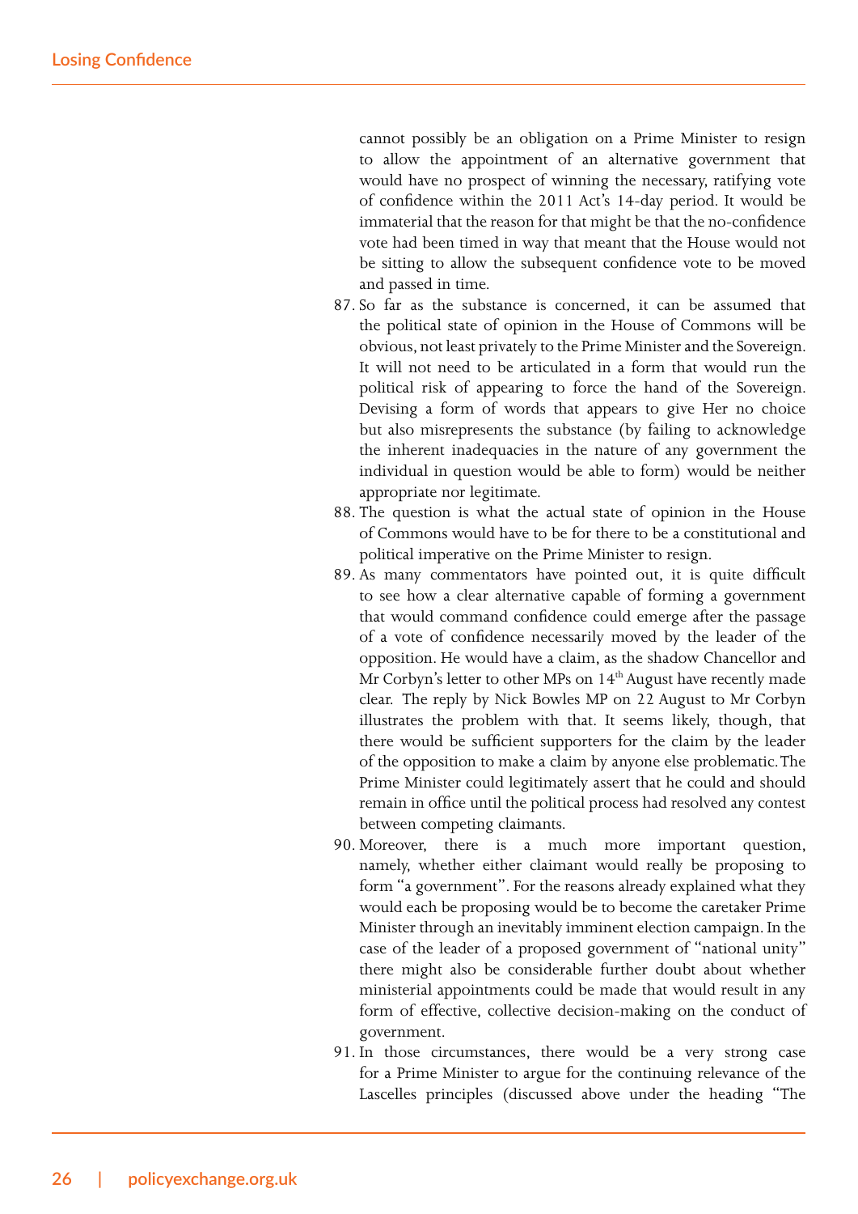cannot possibly be an obligation on a Prime Minister to resign to allow the appointment of an alternative government that would have no prospect of winning the necessary, ratifying vote of confidence within the 2011 Act's 14-day period. It would be immaterial that the reason for that might be that the no-confidence vote had been timed in way that meant that the House would not be sitting to allow the subsequent confidence vote to be moved and passed in time.

87. So far as the substance is concerned, it can be assumed that the political state of opinion in the House of Commons will be obvious, not least privately to the Prime Minister and the Sovereign. It will not need to be articulated in a form that would run the political risk of appearing to force the hand of the Sovereign. Devising a form of words that appears to give Her no choice but also misrepresents the substance (by failing to acknowledge the inherent inadequacies in the nature of any government the individual in question would be able to form) would be neither appropriate nor legitimate.
88. The question is what the actual state of opinion in the House of Commons would have to be for there to be a constitutional and political imperative on the Prime Minister to resign.
89. As many commentators have pointed out, it is quite difficult to see how a clear alternative capable of forming a government that would command confidence could emerge after the passage of a vote of confidence necessarily moved by the leader of the opposition. He would have a claim, as the shadow Chancellor and Mr Corbyn's letter to other MPs on 14th August have recently made clear. The reply by Nick Bowles MP on 22 August to Mr Corbyn illustrates the problem with that. It seems likely, though, that there would be sufficient supporters for the claim by the leader of the opposition to make a claim by anyone else problematic. The Prime Minister could legitimately assert that he could and should remain in office until the political process had resolved any contest between competing claimants.
90. Moreover, there is a much more important question, namely, whether either claimant would really be proposing to form "a government". For the reasons already explained what they would each be proposing would be to become the caretaker Prime Minister through an inevitably imminent election campaign. In the case of the leader of a proposed government of "national unity" there might also be considerable further doubt about whether ministerial appointments could be made that would result in any form of effective, collective decision-making on the conduct of government.
91. In those circumstances, there would be a very strong case for a Prime Minister to argue for the continuing relevance of the Lascelles principles (discussed above under the heading "The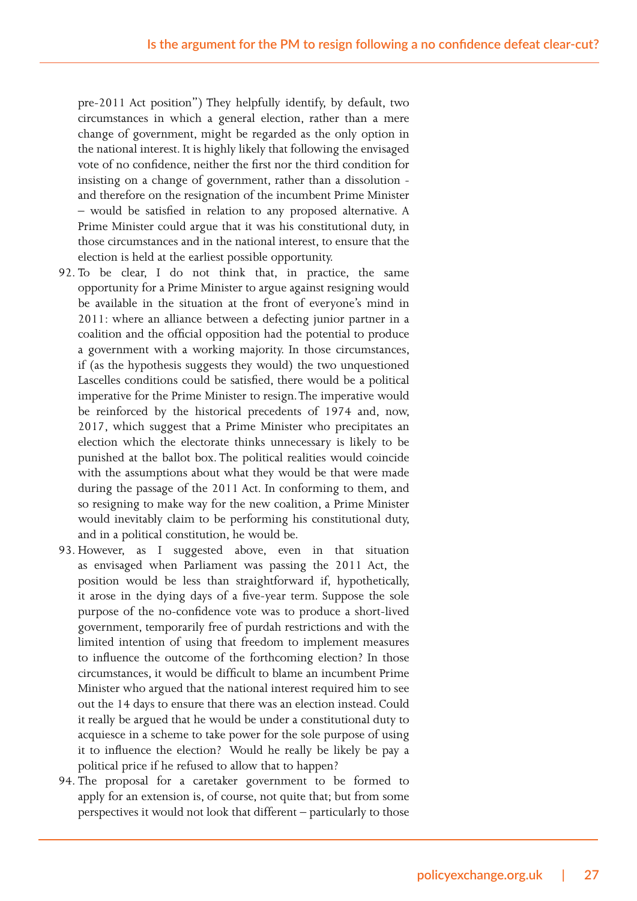pre-2011 Act position") They helpfully identify, by default, two circumstances in which a general election, rather than a mere change of government, might be regarded as the only option in the national interest. It is highly likely that following the envisaged vote of no confidence, neither the first nor the third condition for insisting on a change of government, rather than a dissolution - and therefore on the resignation of the incumbent Prime Minister – would be satisfied in relation to any proposed alternative. A Prime Minister could argue that it was his constitutional duty, in those circumstances and in the national interest, to ensure that the election is held at the earliest possible opportunity.

92. To be clear, I do not think that, in practice, the same opportunity for a Prime Minister to argue against resigning would be available in the situation at the front of everyone's mind in 2011: where an alliance between a defecting junior partner in a coalition and the official opposition had the potential to produce a government with a working majority. In those circumstances, if (as the hypothesis suggests they would) the two unquestioned Lascelles conditions could be satisfied, there would be a political imperative for the Prime Minister to resign. The imperative would be reinforced by the historical precedents of 1974 and, now, 2017, which suggest that a Prime Minister who precipitates an election which the electorate thinks unnecessary is likely to be punished at the ballot box. The political realities would coincide with the assumptions about what they would be that were made during the passage of the 2011 Act. In conforming to them, and so resigning to make way for the new coalition, a Prime Minister would inevitably claim to be performing his constitutional duty, and in a political constitution, he would be.

93. However, as I suggested above, even in that situation as envisaged when Parliament was passing the 2011 Act, the position would be less than straightforward if, hypothetically, it arose in the dying days of a five-year term. Suppose the sole purpose of the no-confidence vote was to produce a short-lived government, temporarily free of purdah restrictions and with the limited intention of using that freedom to implement measures to influence the outcome of the forthcoming election? In those circumstances, it would be difficult to blame an incumbent Prime Minister who argued that the national interest required him to see out the 14 days to ensure that there was an election instead. Could it really be argued that he would be under a constitutional duty to acquiesce in a scheme to take power for the sole purpose of using it to influence the election? Would he really be likely be pay a political price if he refused to allow that to happen?

94. The proposal for a caretaker government to be formed to apply for an extension is, of course, not quite that; but from some perspectives it would not look that different – particularly to those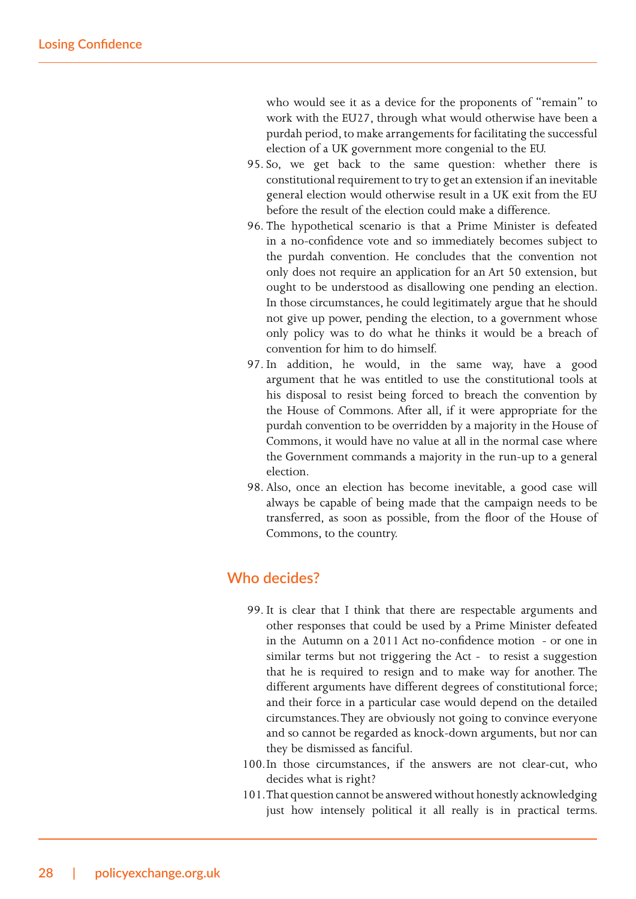who would see it as a device for the proponents of "remain" to work with the EU27, through what would otherwise have been a purdah period, to make arrangements for facilitating the successful election of a UK government more congenial to the EU.

95. So, we get back to the same question: whether there is constitutional requirement to try to get an extension if an inevitable general election would otherwise result in a UK exit from the EU before the result of the election could make a difference.
96. The hypothetical scenario is that a Prime Minister is defeated in a no-confidence vote and so immediately becomes subject to the purdah convention. He concludes that the convention not only does not require an application for an Art 50 extension, but ought to be understood as disallowing one pending an election. In those circumstances, he could legitimately argue that he should not give up power, pending the election, to a government whose only policy was to do what he thinks it would be a breach of convention for him to do himself.
97. In addition, he would, in the same way, have a good argument that he was entitled to use the constitutional tools at his disposal to resist being forced to breach the convention by the House of Commons. After all, if it were appropriate for the purdah convention to be overridden by a majority in the House of Commons, it would have no value at all in the normal case where the Government commands a majority in the run-up to a general election.
98. Also, once an election has become inevitable, a good case will always be capable of being made that the campaign needs to be transferred, as soon as possible, from the floor of the House of Commons, to the country.

## Who decides?

99. It is clear that I think that there are respectable arguments and other responses that could be used by a Prime Minister defeated in the Autumn on a 2011 Act no-confidence motion - or one in similar terms but not triggering the Act - to resist a suggestion that he is required to resign and to make way for another. The different arguments have different degrees of constitutional force; and their force in a particular case would depend on the detailed circumstances. They are obviously not going to convince everyone and so cannot be regarded as knock-down arguments, but nor can they be dismissed as fanciful.
100. In those circumstances, if the answers are not clear-cut, who decides what is right?
101. That question cannot be answered without honestly acknowledging just how intensely political it all really is in practical terms.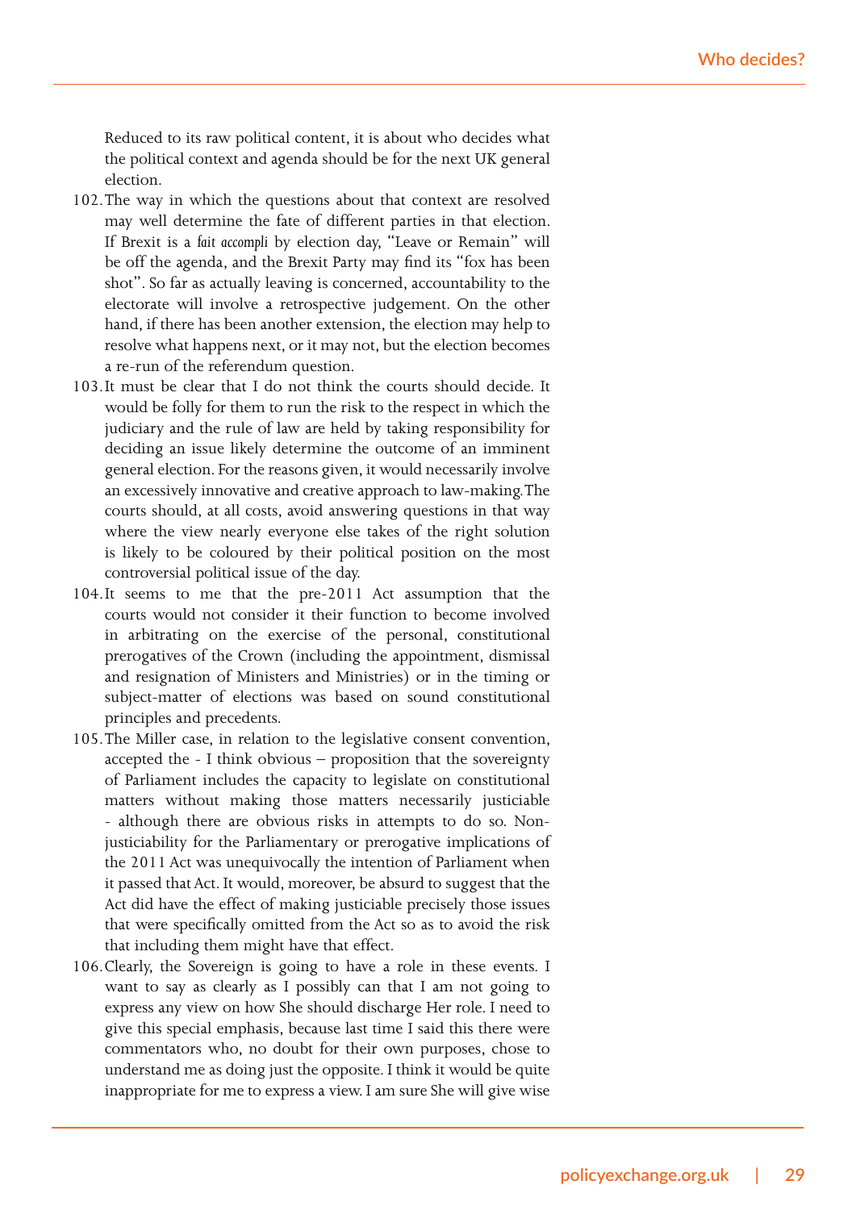Reduced to its raw political content, it is about who decides what the political context and agenda should be for the next UK general election.

102. The way in which the questions about that context are resolved may well determine the fate of different parties in that election. If Brexit is a *fait accompli* by election day, "Leave or Remain" will be off the agenda, and the Brexit Party may find its "fox has been shot". So far as actually leaving is concerned, accountability to the electorate will involve a retrospective judgement. On the other hand, if there has been another extension, the election may help to resolve what happens next, or it may not, but the election becomes a re-run of the referendum question.

103. It must be clear that I do not think the courts should decide. It would be folly for them to run the risk to the respect in which the judiciary and the rule of law are held by taking responsibility for deciding an issue likely determine the outcome of an imminent general election. For the reasons given, it would necessarily involve an excessively innovative and creative approach to law-making. The courts should, at all costs, avoid answering questions in that way where the view nearly everyone else takes of the right solution is likely to be coloured by their political position on the most controversial political issue of the day.

104. It seems to me that the pre-2011 Act assumption that the courts would not consider it their function to become involved in arbitrating on the exercise of the personal, constitutional prerogatives of the Crown (including the appointment, dismissal and resignation of Ministers and Ministries) or in the timing or subject-matter of elections was based on sound constitutional principles and precedents.

105. The Miller case, in relation to the legislative consent convention, accepted the - I think obvious – proposition that the sovereignty of Parliament includes the capacity to legislate on constitutional matters without making those matters necessarily justiciable - although there are obvious risks in attempts to do so. Non-justiciability for the Parliamentary or prerogative implications of the 2011 Act was unequivocally the intention of Parliament when it passed that Act. It would, moreover, be absurd to suggest that the Act did have the effect of making justiciable precisely those issues that were specifically omitted from the Act so as to avoid the risk that including them might have that effect.

106. Clearly, the Sovereign is going to have a role in these events. I want to say as clearly as I possibly can that I am not going to express any view on how She should discharge Her role. I need to give this special emphasis, because last time I said this there were commentators who, no doubt for their own purposes, chose to understand me as doing just the opposite. I think it would be quite inappropriate for me to express a view. I am sure She will give wise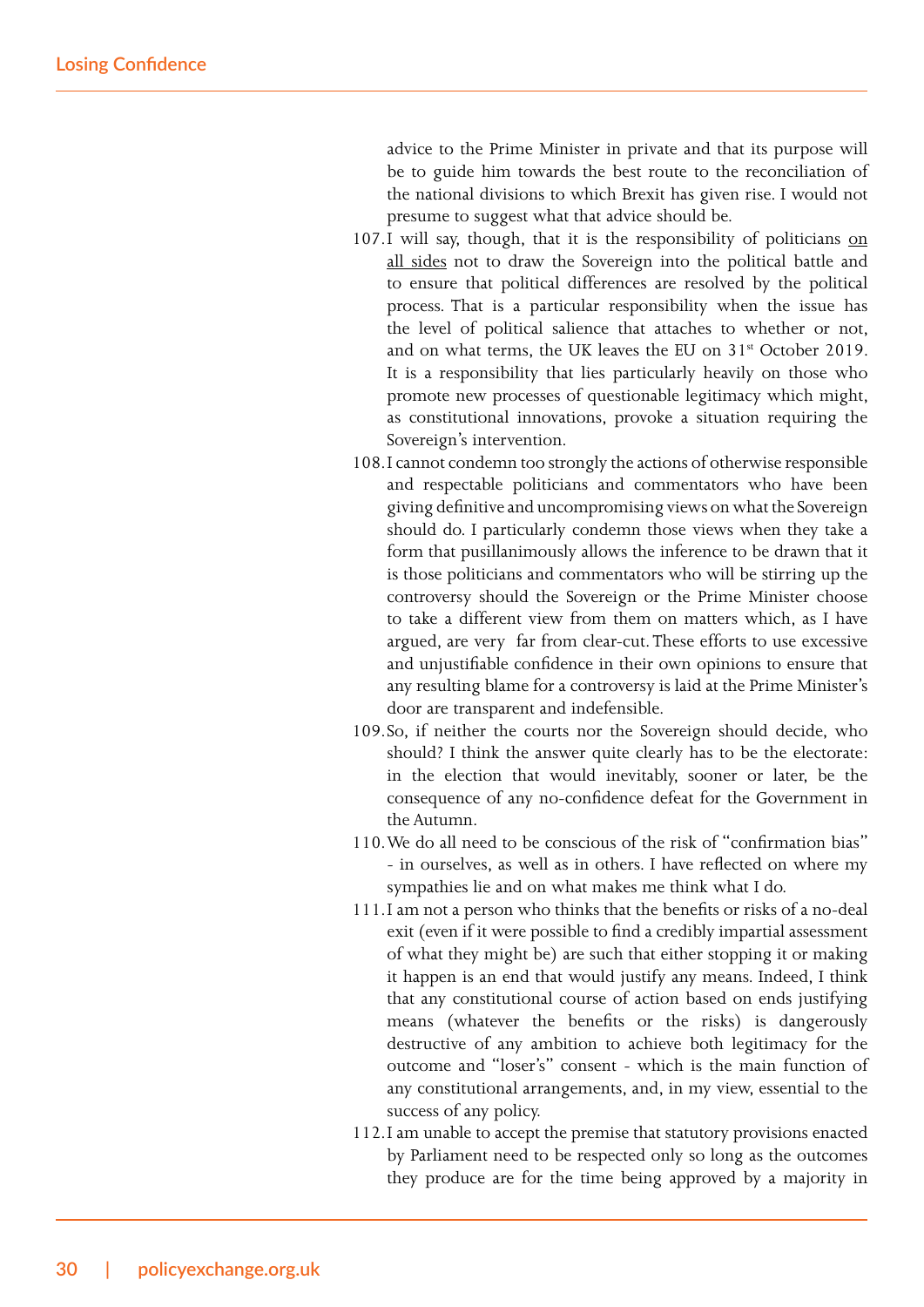advice to the Prime Minister in private and that its purpose will be to guide him towards the best route to the reconciliation of the national divisions to which Brexit has given rise. I would not presume to suggest what that advice should be.

107. I will say, though, that it is the responsibility of politicians <u>on all sides</u> not to draw the Sovereign into the political battle and to ensure that political differences are resolved by the political process. That is a particular responsibility when the issue has the level of political salience that attaches to whether or not, and on what terms, the UK leaves the EU on 31st October 2019. It is a responsibility that lies particularly heavily on those who promote new processes of questionable legitimacy which might, as constitutional innovations, provoke a situation requiring the Sovereign's intervention.

108. I cannot condemn too strongly the actions of otherwise responsible and respectable politicians and commentators who have been giving definitive and uncompromising views on what the Sovereign should do. I particularly condemn those views when they take a form that pusillanimously allows the inference to be drawn that it is those politicians and commentators who will be stirring up the controversy should the Sovereign or the Prime Minister choose to take a different view from them on matters which, as I have argued, are very far from clear-cut. These efforts to use excessive and unjustifiable confidence in their own opinions to ensure that any resulting blame for a controversy is laid at the Prime Minister's door are transparent and indefensible.

109. So, if neither the courts nor the Sovereign should decide, who should? I think the answer quite clearly has to be the electorate: in the election that would inevitably, sooner or later, be the consequence of any no-confidence defeat for the Government in the Autumn.

110. We do all need to be conscious of the risk of "confirmation bias" - in ourselves, as well as in others. I have reflected on where my sympathies lie and on what makes me think what I do.

111. I am not a person who thinks that the benefits or risks of a no-deal exit (even if it were possible to find a credibly impartial assessment of what they might be) are such that either stopping it or making it happen is an end that would justify any means. Indeed, I think that any constitutional course of action based on ends justifying means (whatever the benefits or the risks) is dangerously destructive of any ambition to achieve both legitimacy for the outcome and "loser's" consent - which is the main function of any constitutional arrangements, and, in my view, essential to the success of any policy.

112. I am unable to accept the premise that statutory provisions enacted by Parliament need to be respected only so long as the outcomes they produce are for the time being approved by a majority in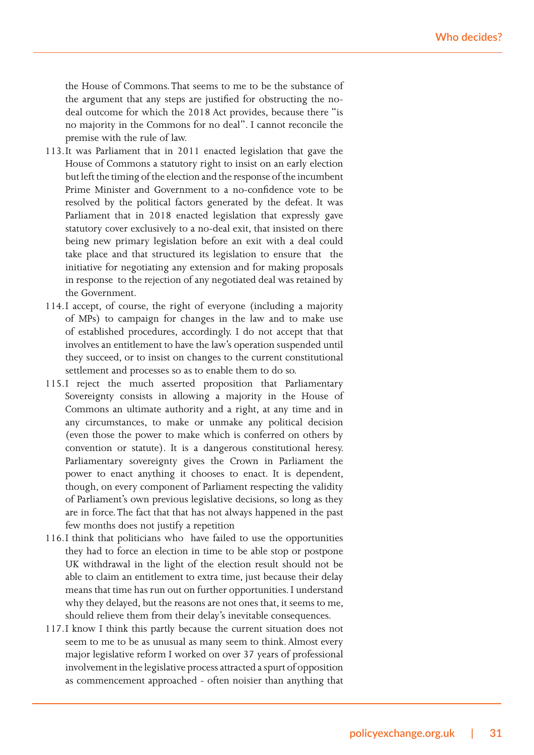the House of Commons. That seems to me to be the substance of the argument that any steps are justified for obstructing the no-deal outcome for which the 2018 Act provides, because there "is no majority in the Commons for no deal". I cannot reconcile the premise with the rule of law.

113. It was Parliament that in 2011 enacted legislation that gave the House of Commons a statutory right to insist on an early election but left the timing of the election and the response of the incumbent Prime Minister and Government to a no-confidence vote to be resolved by the political factors generated by the defeat. It was Parliament that in 2018 enacted legislation that expressly gave statutory cover exclusively to a no-deal exit, that insisted on there being new primary legislation before an exit with a deal could take place and that structured its legislation to ensure that the initiative for negotiating any extension and for making proposals in response to the rejection of any negotiated deal was retained by the Government.

114. I accept, of course, the right of everyone (including a majority of MPs) to campaign for changes in the law and to make use of established procedures, accordingly. I do not accept that that involves an entitlement to have the law's operation suspended until they succeed, or to insist on changes to the current constitutional settlement and processes so as to enable them to do so.

115. I reject the much asserted proposition that Parliamentary Sovereignty consists in allowing a majority in the House of Commons an ultimate authority and a right, at any time and in any circumstances, to make or unmake any political decision (even those the power to make which is conferred on others by convention or statute). It is a dangerous constitutional heresy. Parliamentary sovereignty gives the Crown in Parliament the power to enact anything it chooses to enact. It is dependent, though, on every component of Parliament respecting the validity of Parliament's own previous legislative decisions, so long as they are in force. The fact that that has not always happened in the past few months does not justify a repetition

116. I think that politicians who have failed to use the opportunities they had to force an election in time to be able stop or postpone UK withdrawal in the light of the election result should not be able to claim an entitlement to extra time, just because their delay means that time has run out on further opportunities. I understand why they delayed, but the reasons are not ones that, it seems to me, should relieve them from their delay's inevitable consequences.

117. I know I think this partly because the current situation does not seem to me to be as unusual as many seem to think. Almost every major legislative reform I worked on over 37 years of professional involvement in the legislative process attracted a spurt of opposition as commencement approached - often noisier than anything that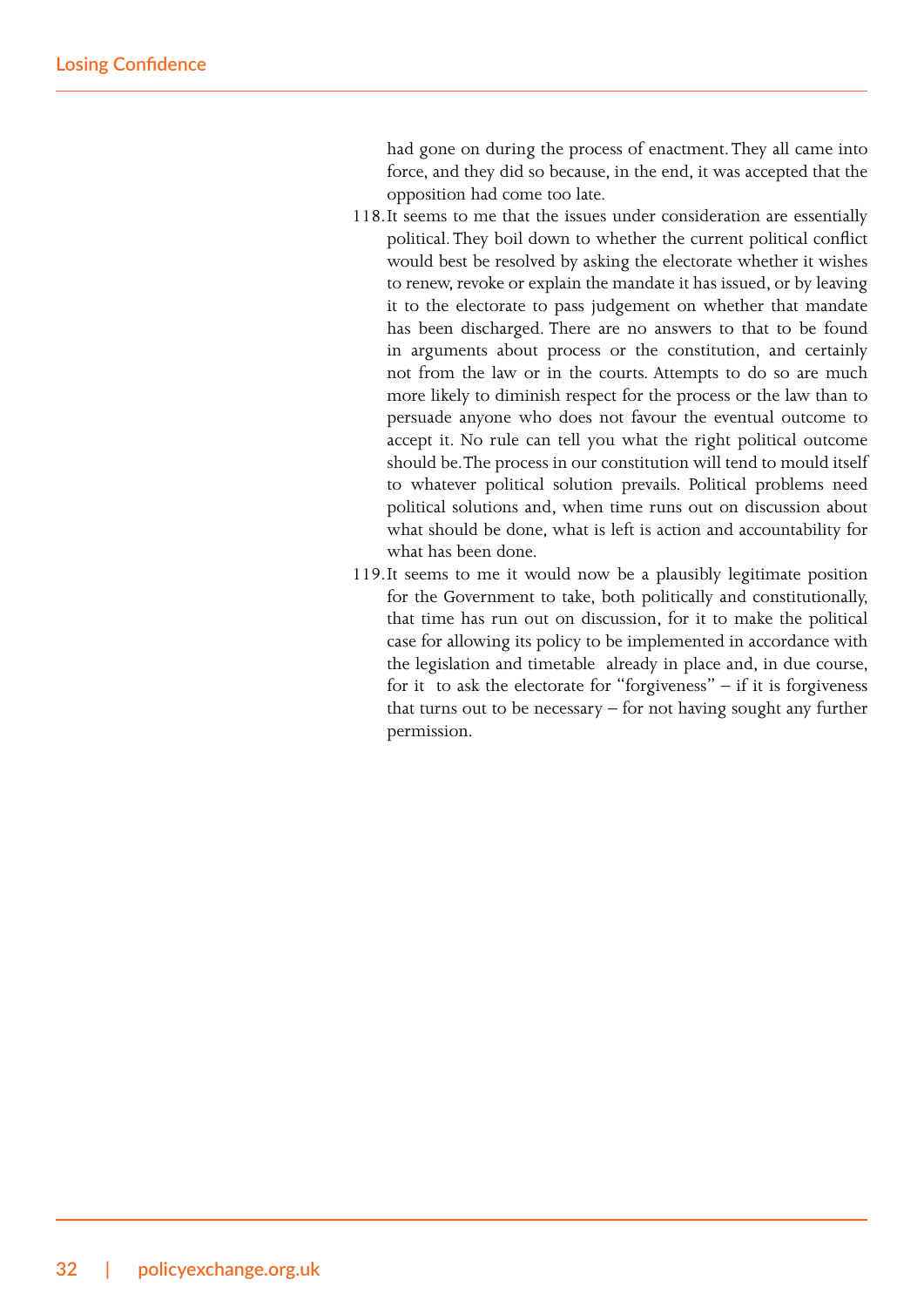had gone on during the process of enactment. They all came into force, and they did so because, in the end, it was accepted that the opposition had come too late.

118. It seems to me that the issues under consideration are essentially political. They boil down to whether the current political conflict would best be resolved by asking the electorate whether it wishes to renew, revoke or explain the mandate it has issued, or by leaving it to the electorate to pass judgement on whether that mandate has been discharged. There are no answers to that to be found in arguments about process or the constitution, and certainly not from the law or in the courts. Attempts to do so are much more likely to diminish respect for the process or the law than to persuade anyone who does not favour the eventual outcome to accept it. No rule can tell you what the right political outcome should be. The process in our constitution will tend to mould itself to whatever political solution prevails. Political problems need political solutions and, when time runs out on discussion about what should be done, what is left is action and accountability for what has been done.

119. It seems to me it would now be a plausibly legitimate position for the Government to take, both politically and constitutionally, that time has run out on discussion, for it to make the political case for allowing its policy to be implemented in accordance with the legislation and timetable already in place and, in due course, for it to ask the electorate for "forgiveness" – if it is forgiveness that turns out to be necessary – for not having sought any further permission.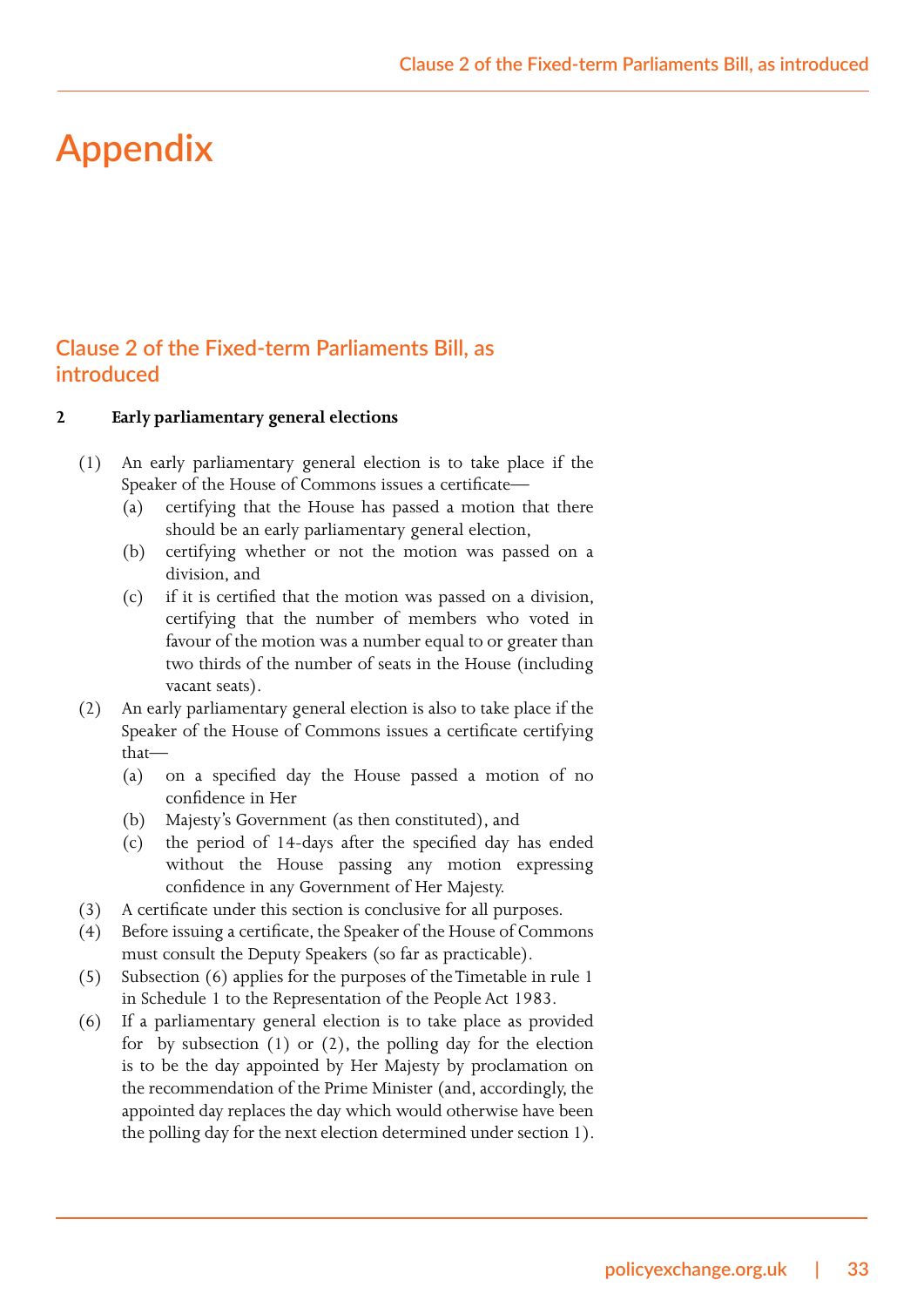# Appendix

## Clause 2 of the Fixed-term Parliaments Bill, as introduced

**2 Early parliamentary general elections**

(1) An early parliamentary general election is to take place if the Speaker of the House of Commons issues a certificate—
  (a) certifying that the House has passed a motion that there should be an early parliamentary general election,
  (b) certifying whether or not the motion was passed on a division, and
  (c) if it is certified that the motion was passed on a division, certifying that the number of members who voted in favour of the motion was a number equal to or greater than two thirds of the number of seats in the House (including vacant seats).

(2) An early parliamentary general election is also to take place if the Speaker of the House of Commons issues a certificate certifying that—
  (a) on a specified day the House passed a motion of no confidence in Her
  (b) Majesty's Government (as then constituted), and
  (c) the period of 14-days after the specified day has ended without the House passing any motion expressing confidence in any Government of Her Majesty.

(3) A certificate under this section is conclusive for all purposes.

(4) Before issuing a certificate, the Speaker of the House of Commons must consult the Deputy Speakers (so far as practicable).

(5) Subsection (6) applies for the purposes of the Timetable in rule 1 in Schedule 1 to the Representation of the People Act 1983.

(6) If a parliamentary general election is to take place as provided for by subsection (1) or (2), the polling day for the election is to be the day appointed by Her Majesty by proclamation on the recommendation of the Prime Minister (and, accordingly, the appointed day replaces the day which would otherwise have been the polling day for the next election determined under section 1).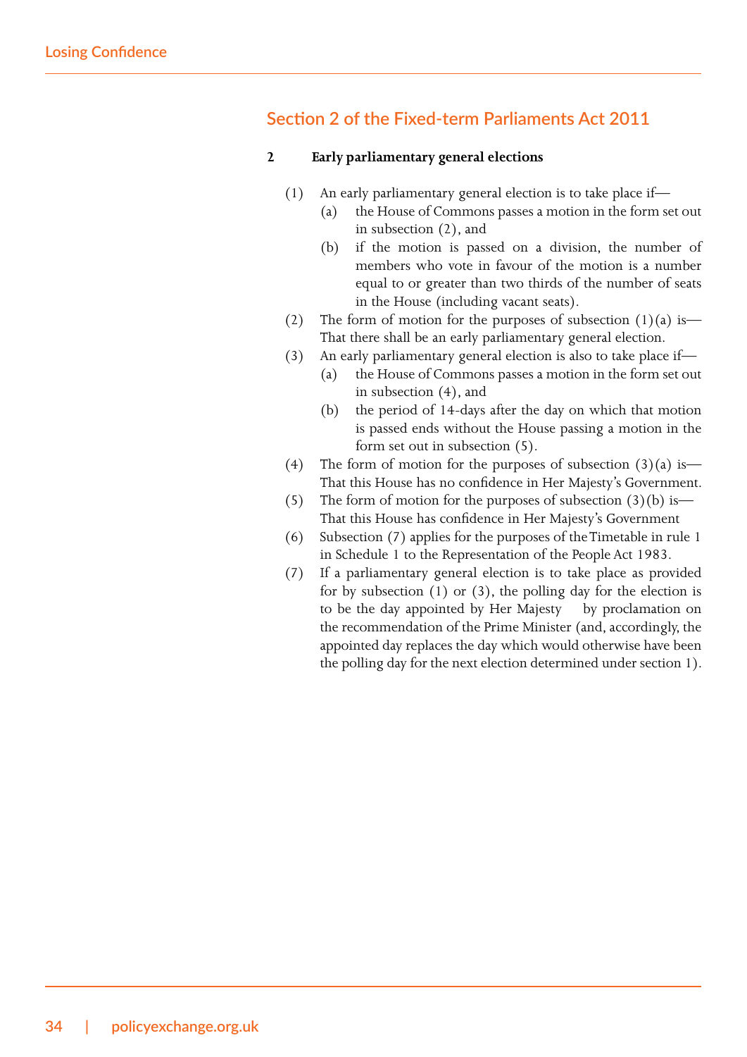## Section 2 of the Fixed-term Parliaments Act 2011

**2 Early parliamentary general elections**

(1) An early parliamentary general election is to take place if—

(a) the House of Commons passes a motion in the form set out in subsection (2), and

(b) if the motion is passed on a division, the number of members who vote in favour of the motion is a number equal to or greater than two thirds of the number of seats in the House (including vacant seats).

(2) The form of motion for the purposes of subsection (1)(a) is— That there shall be an early parliamentary general election.

(3) An early parliamentary general election is also to take place if—

(a) the House of Commons passes a motion in the form set out in subsection (4), and

(b) the period of 14-days after the day on which that motion is passed ends without the House passing a motion in the form set out in subsection (5).

(4) The form of motion for the purposes of subsection (3)(a) is— That this House has no confidence in Her Majesty's Government.

(5) The form of motion for the purposes of subsection (3)(b) is— That this House has confidence in Her Majesty's Government

(6) Subsection (7) applies for the purposes of the Timetable in rule 1 in Schedule 1 to the Representation of the People Act 1983.

(7) If a parliamentary general election is to take place as provided for by subsection (1) or (3), the polling day for the election is to be the day appointed by Her Majesty by proclamation on the recommendation of the Prime Minister (and, accordingly, the appointed day replaces the day which would otherwise have been the polling day for the next election determined under section 1).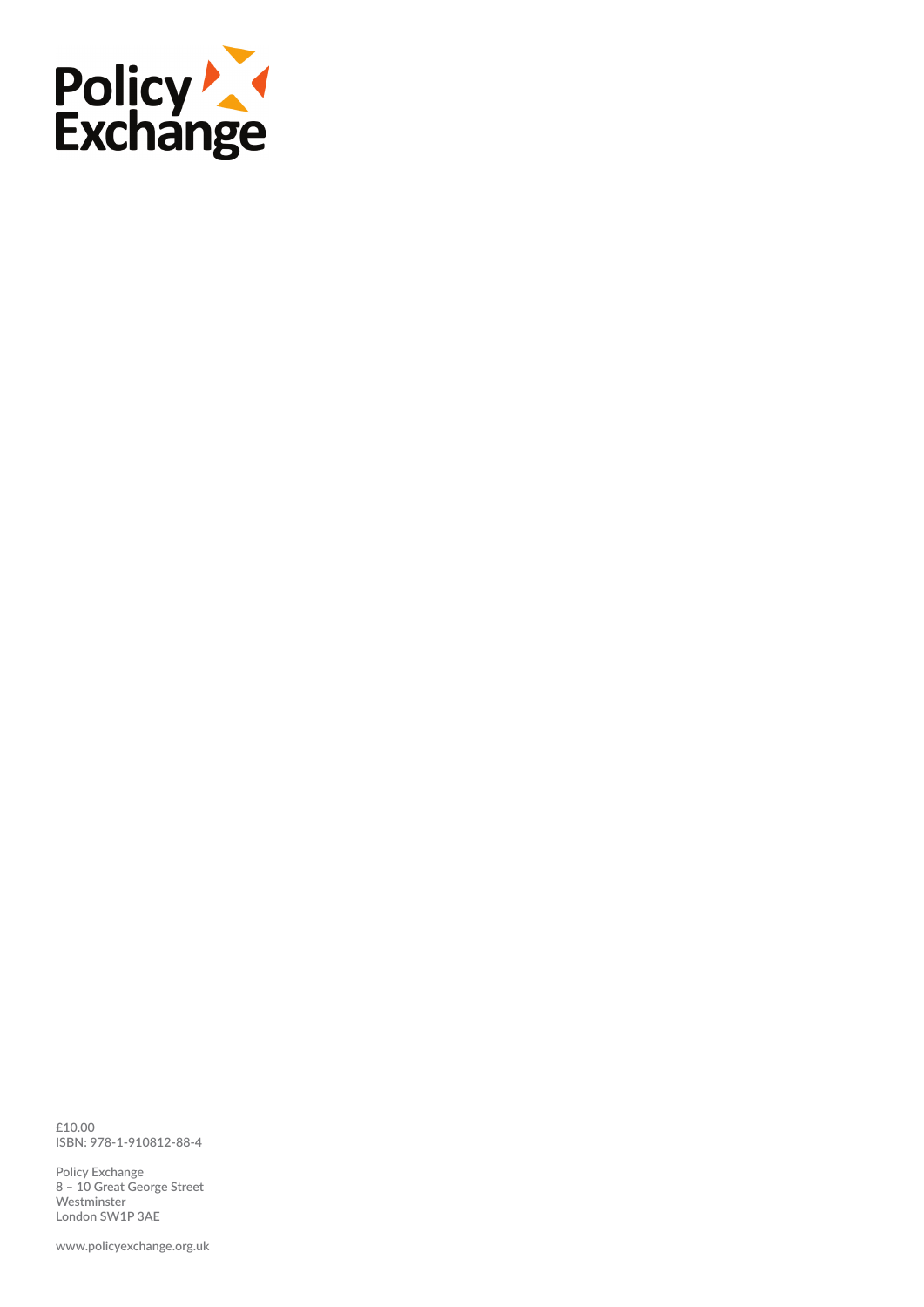Policy Exchange

£10.00
ISBN: 978-1-910812-88-4

Policy Exchange
8 – 10 Great George Street
Westminster
London SW1P 3AE

www.policyexchange.org.uk